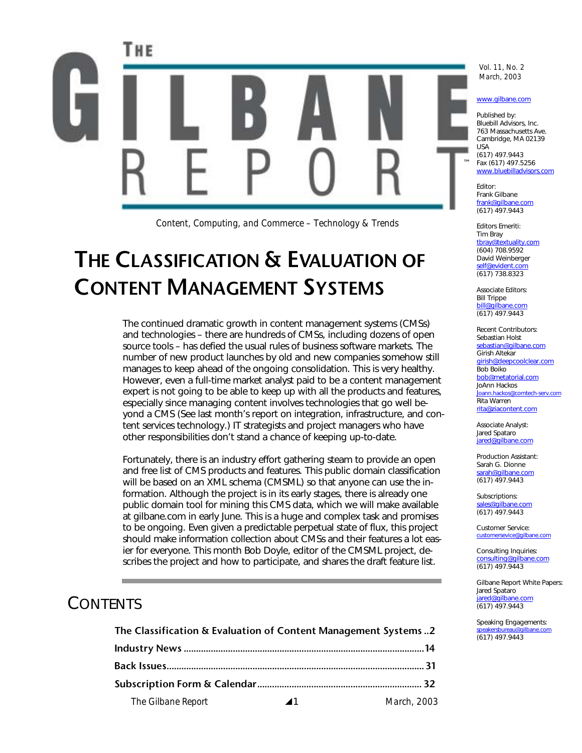# The Gilbane Report™

*Content, Computing, and Commerce – Technology & Trends*

Vol. 11, No. 2
March, 2003

www.gilbane.com

Published by:
Bluebill Advisors, Inc.
763 Massachusetts Ave.
Cambridge, MA 02139
USA
(617) 497.9443
Fax (617) 497.5256
www.bluebilladvisors.com

Editor:
Frank Gilbane
frank@gilbane.com
(617) 497.9443

Editors Emeriti:
Tim Bray
tbray@textuality.com
(604) 708.9592
David Weinberger
self@evident.com
(617) 738.8323

Associate Editors:
Bill Trippe
bill@gilbane.com
(617) 497.9443

Recent Contributors:
Sebastian Holst
sebastian@gilbane.com
Girish Altekar
girish@deepcoolclear.com
Bob Boiko
bob@metatorial.com
JoAnn Hackos
Joann.hackos@comtech-serv.com
Rita Warren
rita@ziacontent.com

Associate Analyst:
Jared Spataro
jared@gilbane.com

Production Assistant:
Sarah G. Dionne
sarah@gilbane.com
(617) 497.9443

Subscriptions:
sales@gilbane.com
(617) 497.9443

Customer Service:
customersevice@gilbane.com

Consulting Inquiries:
consulting@gilbane.com
(617) 497.9443

Gilbane Report White Papers:
Jared Spataro
jared@gilbane.com
(617) 497.9443

Speaking Engagements:
speakersbureau@gilbane.com
(617) 497.9443

# The Classification & Evaluation of Content Management Systems

The continued dramatic growth in content management systems (CMSs) and technologies – there are hundreds of CMSs, including dozens of open source tools – has defied the usual rules of business software markets. The number of new product launches by old and new companies somehow still manages to keep ahead of the ongoing consolidation. This is very healthy. However, even a full-time market analyst paid to be a content management expert is not going to be able to keep up with all the products and features, especially since managing content involves technologies that go well beyond a CMS (See last month's report on integration, infrastructure, and content services technology.) IT strategists and project managers who have other responsibilities don't stand a chance of keeping up-to-date.

Fortunately, there is an industry effort gathering steam to provide an open and free list of CMS products and features. This public domain classification will be based on an XML schema (CMSML) so that anyone can use the information. Although the project is in its early stages, there is already one public domain tool for mining this CMS data, which we will make available at gilbane.com in early June. This is a huge and complex task and promises to be ongoing. Even given a predictable perpetual state of flux, this project should make information collection about CMSs and their features a lot easier for everyone. This month Bob Doyle, editor of the CMSML project, describes the project and how to participate, and shares the draft feature list.

## Contents

**The Classification & Evaluation of Content Management Systems** ..2
**Industry News** ....14
**Back Issues**.... 31
**Subscription Form & Calendar**.... 32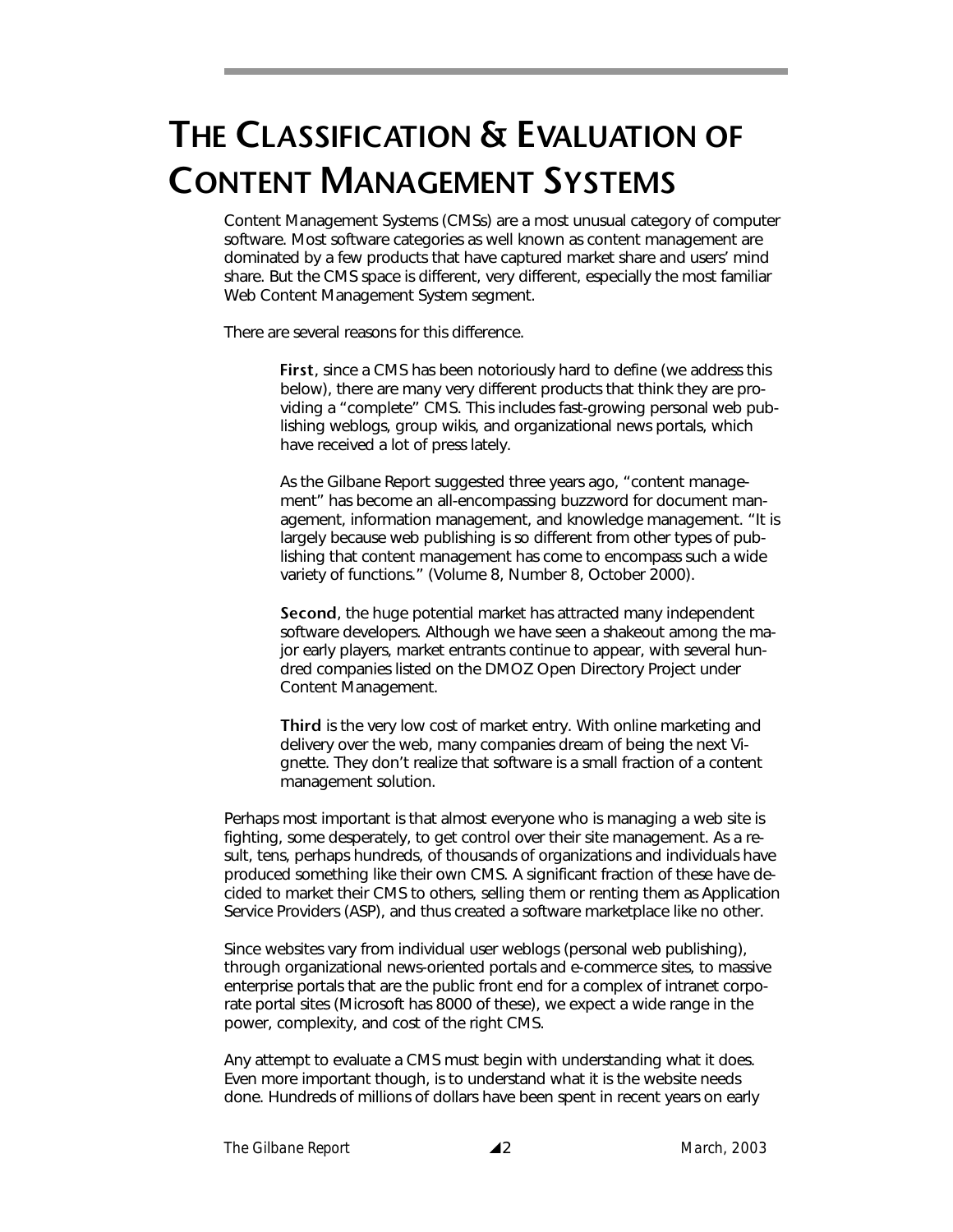# THE CLASSIFICATION & EVALUATION OF CONTENT MANAGEMENT SYSTEMS

Content Management Systems (CMSs) are a most unusual category of computer software. Most software categories as well known as content management are dominated by a few products that have captured market share and users' mind share. But the CMS space is different, very different, especially the most familiar Web Content Management System segment.

There are several reasons for this difference.

> **First**, since a CMS has been notoriously hard to define (we address this below), there are many very different products that think they are providing a "complete" CMS. This includes fast-growing personal web publishing weblogs, group wikis, and organizational news portals, which have received a lot of press lately.
>
> As the Gilbane Report suggested three years ago, "content management" has become an all-encompassing buzzword for document management, information management, and knowledge management. "It is largely because web publishing is so different from other types of publishing that content management has come to encompass such a wide variety of functions." (Volume 8, Number 8, October 2000).
>
> **Second**, the huge potential market has attracted many independent software developers. Although we have seen a shakeout among the major early players, market entrants continue to appear, with several hundred companies listed on the DMOZ Open Directory Project under Content Management.
>
> **Third** is the very low cost of market entry. With online marketing and delivery over the web, many companies dream of being the next Vignette. They don't realize that software is a small fraction of a content management solution.

Perhaps most important is that almost everyone who is managing a web site is fighting, some desperately, to get control over their site management. As a result, tens, perhaps hundreds, of thousands of organizations and individuals have produced something like their own CMS. A significant fraction of these have decided to market their CMS to others, selling them or renting them as Application Service Providers (ASP), and thus created a software marketplace like no other.

Since websites vary from individual user weblogs (personal web publishing), through organizational news-oriented portals and e-commerce sites, to massive enterprise portals that are the public front end for a complex of intranet corporate portal sites (Microsoft has 8000 of these), we expect a wide range in the power, complexity, and cost of the right CMS.

Any attempt to evaluate a CMS must begin with understanding what it does. Even more important though, is to understand what it is the website needs done. Hundreds of millions of dollars have been spent in recent years on early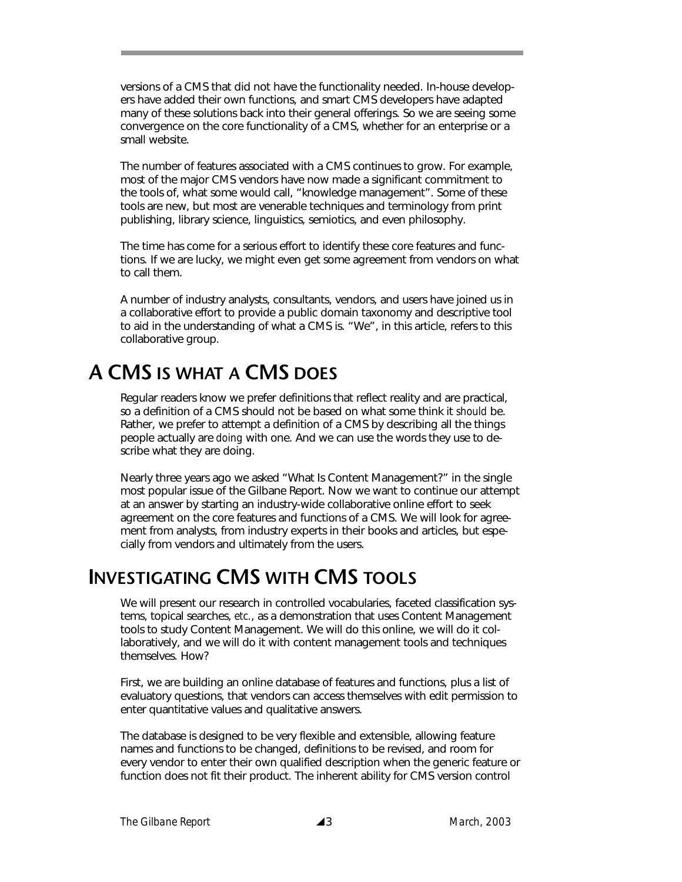versions of a CMS that did not have the functionality needed. In-house developers have added their own functions, and smart CMS developers have adapted many of these solutions back into their general offerings. So we are seeing some convergence on the core functionality of a CMS, whether for an enterprise or a small website.

The number of features associated with a CMS continues to grow. For example, most of the major CMS vendors have now made a significant commitment to the tools of, what some would call, "knowledge management". Some of these tools are new, but most are venerable techniques and terminology from print publishing, library science, linguistics, semiotics, and even philosophy.

The time has come for a serious effort to identify these core features and functions. If we are lucky, we might even get some agreement from vendors on what to call them.

A number of industry analysts, consultants, vendors, and users have joined us in a collaborative effort to provide a public domain taxonomy and descriptive tool to aid in the understanding of what a CMS is. "We", in this article, refers to this collaborative group.

## A CMS IS WHAT A CMS DOES

Regular readers know we prefer definitions that reflect reality and are practical, so a definition of a CMS should not be based on what some think it *should* be. Rather, we prefer to attempt a definition of a CMS by describing all the things people actually are *doing* with one. And we can use the words they use to describe what they are doing.

Nearly three years ago we asked "What Is Content Management?" in the single most popular issue of the Gilbane Report. Now we want to continue our attempt at an answer by starting an industry-wide collaborative online effort to seek agreement on the core features and functions of a CMS. We will look for agreement from analysts, from industry experts in their books and articles, but especially from vendors and ultimately from the users.

## INVESTIGATING CMS WITH CMS TOOLS

We will present our research in controlled vocabularies, faceted classification systems, topical searches, *etc.*, as a demonstration that uses Content Management tools to study Content Management. We will do this online, we will do it collaboratively, and we will do it with content management tools and techniques themselves. How?

First, we are building an online database of features and functions, plus a list of evaluatory questions, that vendors can access themselves with edit permission to enter quantitative values and qualitative answers.

The database is designed to be very flexible and extensible, allowing feature names and functions to be changed, definitions to be revised, and room for every vendor to enter their own qualified description when the generic feature or function does not fit their product. The inherent ability for CMS version control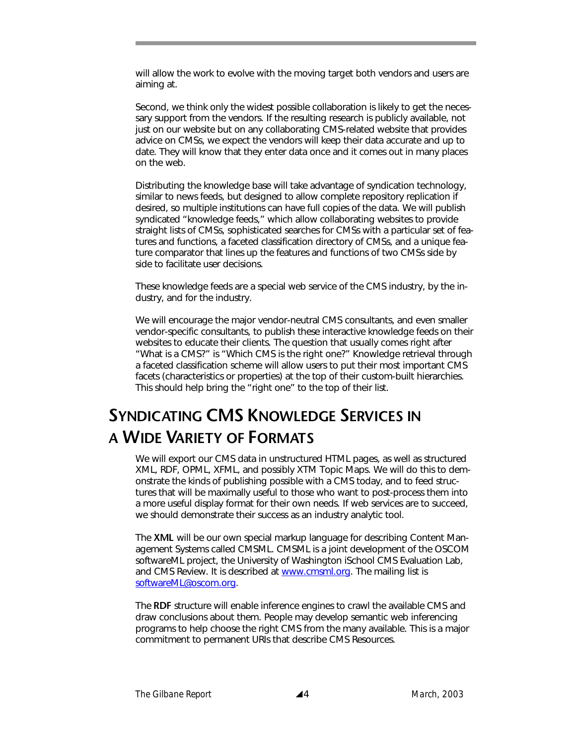will allow the work to evolve with the moving target both vendors and users are aiming at.

Second, we think only the widest possible collaboration is likely to get the necessary support from the vendors. If the resulting research is publicly available, not just on our website but on any collaborating CMS-related website that provides advice on CMSs, we expect the vendors will keep their data accurate and up to date. They will know that they enter data once and it comes out in many places on the web.

Distributing the knowledge base will take advantage of syndication technology, similar to news feeds, but designed to allow complete repository replication if desired, so multiple institutions can have full copies of the data. We will publish syndicated "knowledge feeds," which allow collaborating websites to provide straight lists of CMSs, sophisticated searches for CMSs with a particular set of features and functions, a faceted classification directory of CMSs, and a unique feature comparator that lines up the features and functions of two CMSs side by side to facilitate user decisions.

These knowledge feeds are a special web service of the CMS industry, by the industry, and for the industry.

We will encourage the major vendor-neutral CMS consultants, and even smaller vendor-specific consultants, to publish these interactive knowledge feeds on their websites to educate their clients. The question that usually comes right after "What is a CMS?" is "Which CMS is the right one?" Knowledge retrieval through a faceted classification scheme will allow users to put their most important CMS facets (characteristics or properties) at the top of their custom-built hierarchies. This should help bring the "right one" to the top of their list.

## SYNDICATING CMS KNOWLEDGE SERVICES IN A WIDE VARIETY OF FORMATS

We will export our CMS data in unstructured HTML pages, as well as structured XML, RDF, OPML, XFML, and possibly XTM Topic Maps. We will do this to demonstrate the kinds of publishing possible with a CMS today, and to feed structures that will be maximally useful to those who want to post-process them into a more useful display format for their own needs. If web services are to succeed, we should demonstrate their success as an industry analytic tool.

The **XML** will be our own special markup language for describing Content Management Systems called CMSML. CMSML is a joint development of the OSCOM softwareML project, the University of Washington iSchool CMS Evaluation Lab, and CMS Review. It is described at www.cmsml.org. The mailing list is softwareML@oscom.org.

The **RDF** structure will enable inference engines to crawl the available CMS and draw conclusions about them. People may develop semantic web inferencing programs to help choose the right CMS from the many available. This is a major commitment to permanent URIs that describe CMS Resources.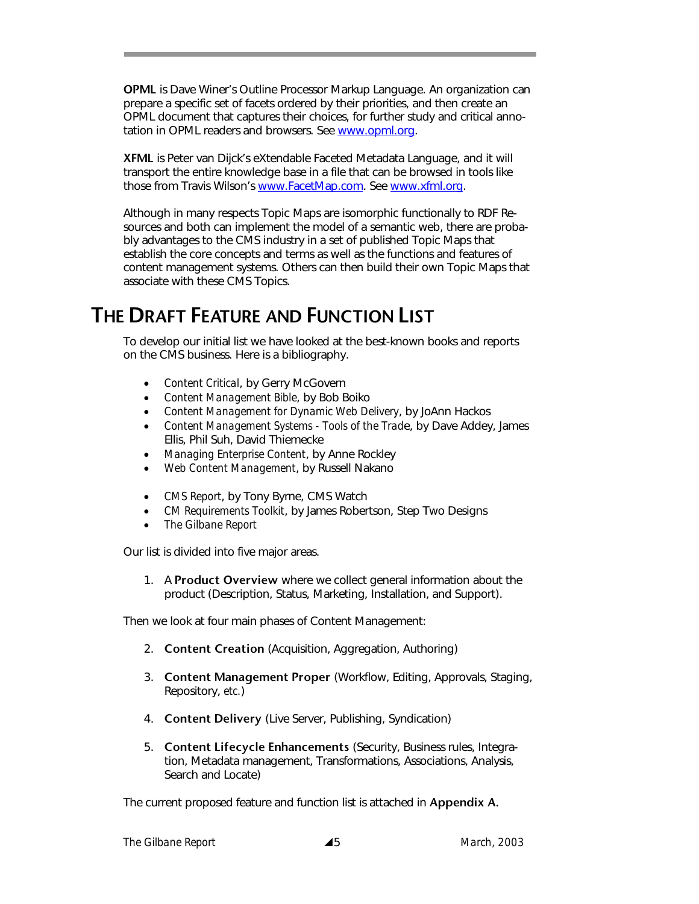**OPML** is Dave Winer's Outline Processor Markup Language. An organization can prepare a specific set of facets ordered by their priorities, and then create an OPML document that captures their choices, for further study and critical annotation in OPML readers and browsers. See [www.opml.org](http://www.opml.org).

**XFML** is Peter van Dijck's eXtendable Faceted Metadata Language, and it will transport the entire knowledge base in a file that can be browsed in tools like those from Travis Wilson's [www.FacetMap.com](http://www.FacetMap.com). See [www.xfml.org](http://www.xfml.org).

Although in many respects Topic Maps are isomorphic functionally to RDF Resources and both can implement the model of a semantic web, there are probably advantages to the CMS industry in a set of published Topic Maps that establish the core concepts and terms as well as the functions and features of content management systems. Others can then build their own Topic Maps that associate with these CMS Topics.

# THE DRAFT FEATURE AND FUNCTION LIST

To develop our initial list we have looked at the best-known books and reports on the CMS business. Here is a bibliography.

- *Content Critical*, by Gerry McGovern
- *Content Management Bible*, by Bob Boiko
- *Content Management for Dynamic Web Delivery*, by JoAnn Hackos
- *Content Management Systems - Tools of the Trade*, by Dave Addey, James Ellis, Phil Suh, David Thiemecke
- *Managing Enterprise Content*, by Anne Rockley
- *Web Content Management*, by Russell Nakano

- *CMS Report*, by Tony Byrne, CMS Watch
- *CM Requirements Toolkit*, by James Robertson, Step Two Designs
- *The Gilbane Report*

Our list is divided into five major areas.

1. A **Product Overview** where we collect general information about the product (Description, Status, Marketing, Installation, and Support).

Then we look at four main phases of Content Management:

2. **Content Creation** (Acquisition, Aggregation, Authoring)

3. **Content Management Proper** (Workflow, Editing, Approvals, Staging, Repository, *etc.*)

4. **Content Delivery** (Live Server, Publishing, Syndication)

5. **Content Lifecycle Enhancements** (Security, Business rules, Integration, Metadata management, Transformations, Associations, Analysis, Search and Locate)

The current proposed feature and function list is attached in **Appendix A.**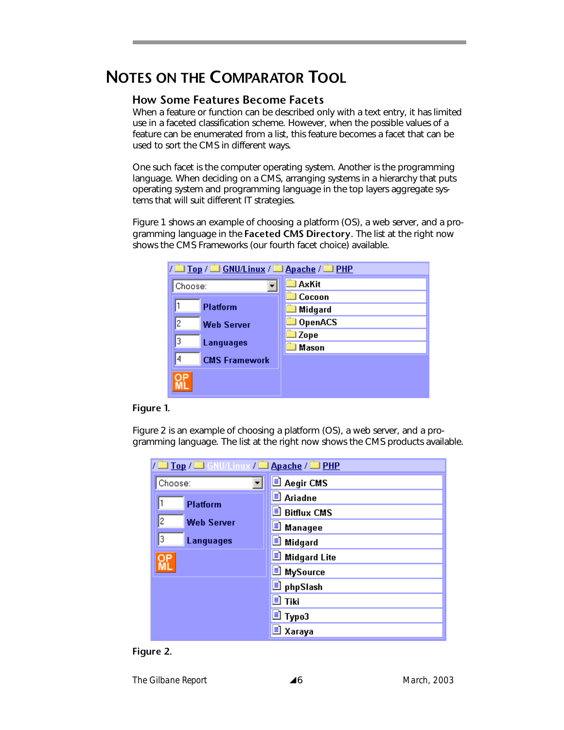# NOTES ON THE COMPARATOR TOOL

## How Some Features Become Facets

When a feature or function can be described only with a text entry, it has limited use in a faceted classification scheme. However, when the possible values of a feature can be enumerated from a list, this feature becomes a facet that can be used to sort the CMS in different ways.

One such facet is the computer operating system. Another is the programming language. When deciding on a CMS, arranging systems in a hierarchy that puts operating system and programming language in the top layers aggregate systems that will suit different IT strategies.

Figure 1 shows an example of choosing a platform (OS), a web server, and a programming language in the **Faceted CMS Directory**. The list at the right now shows the CMS Frameworks (our fourth facet choice) available.

Figure 1.

Figure 2 is an example of choosing a platform (OS), a web server, and a programming language. The list at the right now shows the CMS products available.

Figure 2.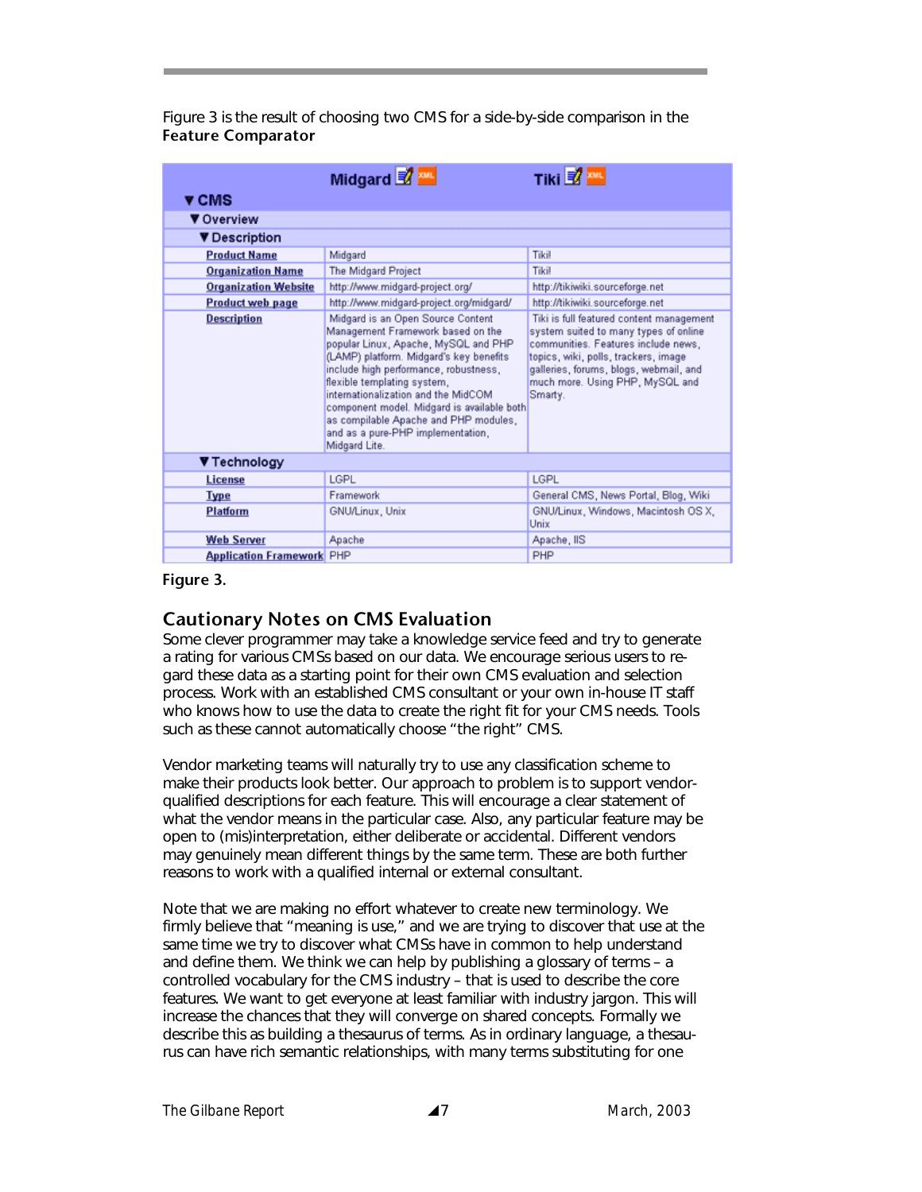Figure 3 is the result of choosing two CMS for a side-by-side comparison in the **Feature Comparator**

| ▼CMS | Midgard | Tiki |
|---|---|---|
| ▼Overview | | |
| ▼Description | | |
| Product Name | Midgard | Tiki! |
| Organization Name | The Midgard Project | Tiki! |
| Organization Website | http://www.midgard-project.org/ | http://tikiwiki.sourceforge.net |
| Product web page | http://www.midgard-project.org/midgard/ | http://tikiwiki.sourceforge.net |
| Description | Midgard is an Open Source Content Management Framework based on the popular Linux, Apache, MySQL and PHP (LAMP) platform. Midgard's key benefits include high performance, robustness, flexible templating system, internationalization and the MidCOM component model. Midgard is available both as compilable Apache and PHP modules, and as a pure-PHP implementation, Midgard Lite. | Tiki is full featured content management system suited to many types of online communities. Features include news, topics, wiki, polls, trackers, image galleries, forums, blogs, webmail, and much more. Using PHP, MySQL and Smarty. |
| ▼Technology | | |
| License | LGPL | LGPL |
| Type | Framework | General CMS, News Portal, Blog, Wiki |
| Platform | GNU/Linux, Unix | GNU/Linux, Windows, Macintosh OS X, Unix |
| Web Server | Apache | Apache, IIS |
| Application Framework | PHP | PHP |

**Figure 3.**

## Cautionary Notes on CMS Evaluation

Some clever programmer may take a knowledge service feed and try to generate a rating for various CMSs based on our data. We encourage serious users to regard these data as a starting point for their own CMS evaluation and selection process. Work with an established CMS consultant or your own in-house IT staff who knows how to use the data to create the right fit for your CMS needs. Tools such as these cannot automatically choose "the right" CMS.

Vendor marketing teams will naturally try to use any classification scheme to make their products look better. Our approach to problem is to support vendor-qualified descriptions for each feature. This will encourage a clear statement of what the vendor means in the particular case. Also, any particular feature may be open to (mis)interpretation, either deliberate or accidental. Different vendors may genuinely mean different things by the same term. These are both further reasons to work with a qualified internal or external consultant.

Note that we are making no effort whatever to create new terminology. We firmly believe that "meaning is use," and we are trying to discover that use at the same time we try to discover what CMSs have in common to help understand and define them. We think we can help by publishing a glossary of terms – a controlled vocabulary for the CMS industry – that is used to describe the core features. We want to get everyone at least familiar with industry jargon. This will increase the chances that they will converge on shared concepts. Formally we describe this as building a thesaurus of terms. As in ordinary language, a thesaurus can have rich semantic relationships, with many terms substituting for one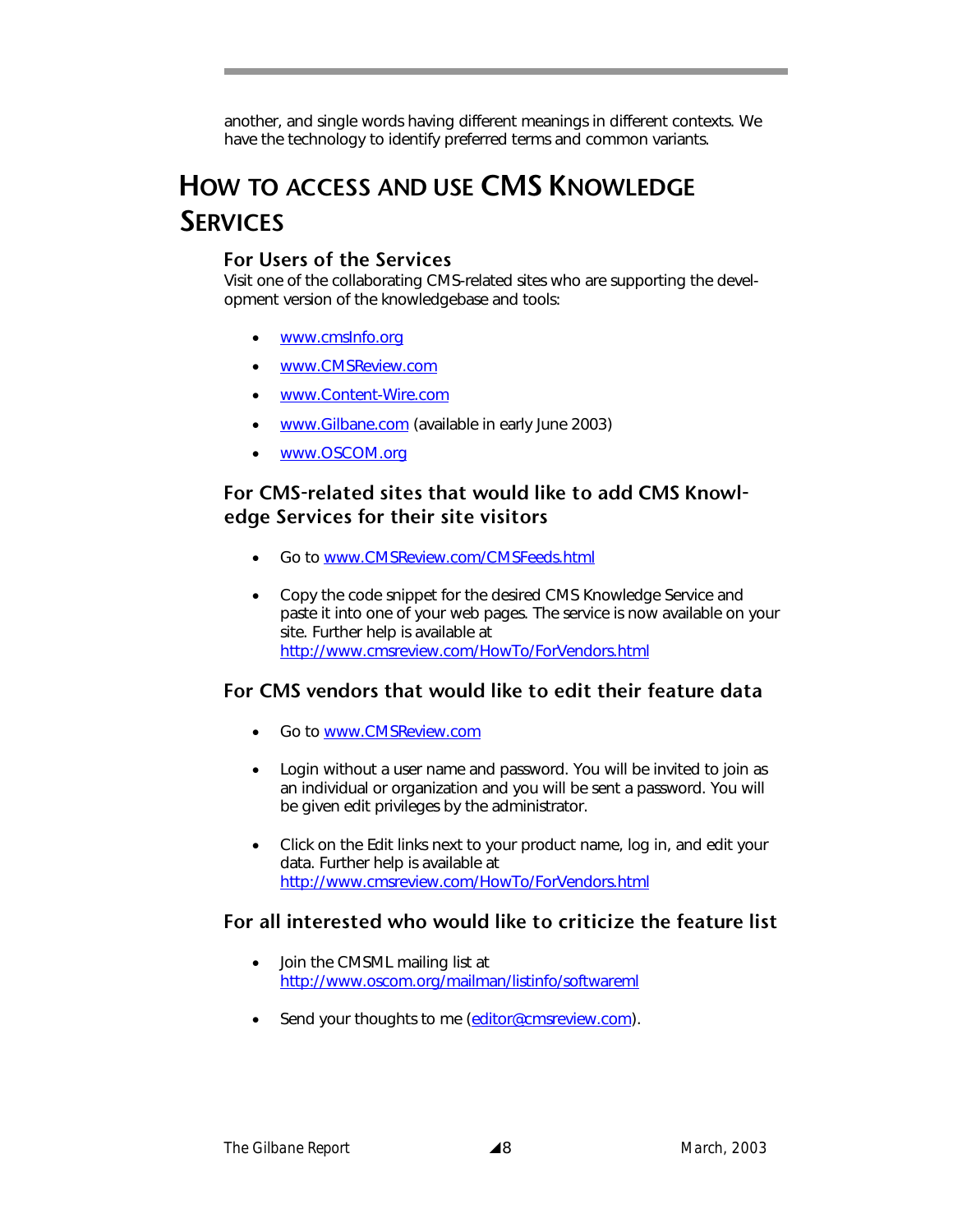another, and single words having different meanings in different contexts. We have the technology to identify preferred terms and common variants.

# HOW TO ACCESS AND USE CMS KNOWLEDGE SERVICES

### For Users of the Services

Visit one of the collaborating CMS-related sites who are supporting the development version of the knowledgebase and tools:

- www.cmsInfo.org
- www.CMSReview.com
- www.Content-Wire.com
- www.Gilbane.com (available in early June 2003)
- www.OSCOM.org

### For CMS-related sites that would like to add CMS Knowledge Services for their site visitors

- Go to www.CMSReview.com/CMSFeeds.html
- Copy the code snippet for the desired CMS Knowledge Service and paste it into one of your web pages. The service is now available on your site. Further help is available at http://www.cmsreview.com/HowTo/ForVendors.html

### For CMS vendors that would like to edit their feature data

- Go to www.CMSReview.com
- Login without a user name and password. You will be invited to join as an individual or organization and you will be sent a password. You will be given edit privileges by the administrator.
- Click on the Edit links next to your product name, log in, and edit your data. Further help is available at http://www.cmsreview.com/HowTo/ForVendors.html

### For all interested who would like to criticize the feature list

- Join the CMSML mailing list at http://www.oscom.org/mailman/listinfo/softwareml
- Send your thoughts to me (editor@cmsreview.com).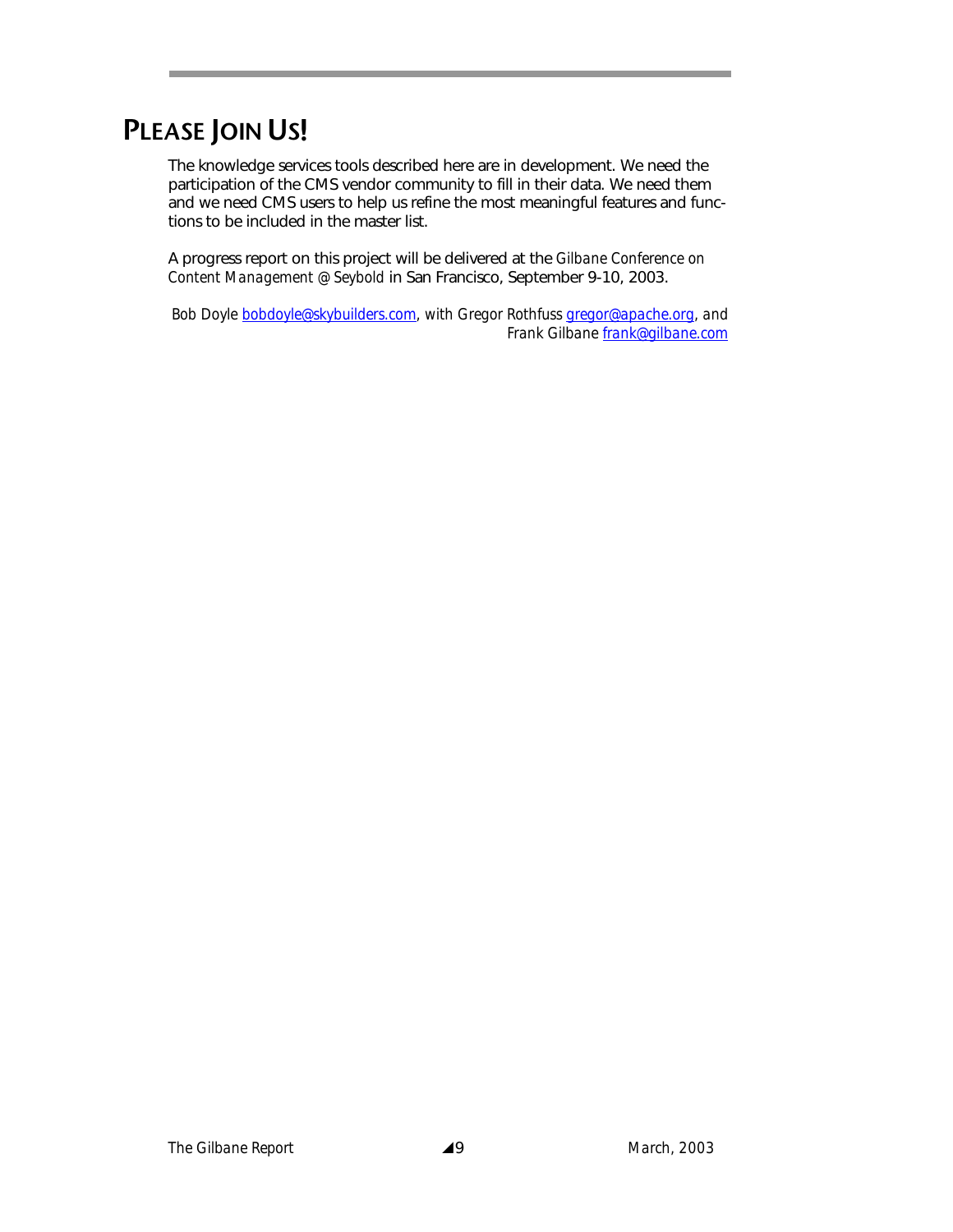# PLEASE JOIN US!

The knowledge services tools described here are in development. We need the participation of the CMS vendor community to fill in their data. We need them and we need CMS users to help us refine the most meaningful features and functions to be included in the master list.

A progress report on this project will be delivered at the *Gilbane Conference on Content Management @ Seybold* in San Francisco, September 9-10, 2003.

*Bob Doyle* bobdoyle@skybuilders.com, *with Gregor Rothfuss* gregor@apache.org, *and Frank Gilbane* frank@gilbane.com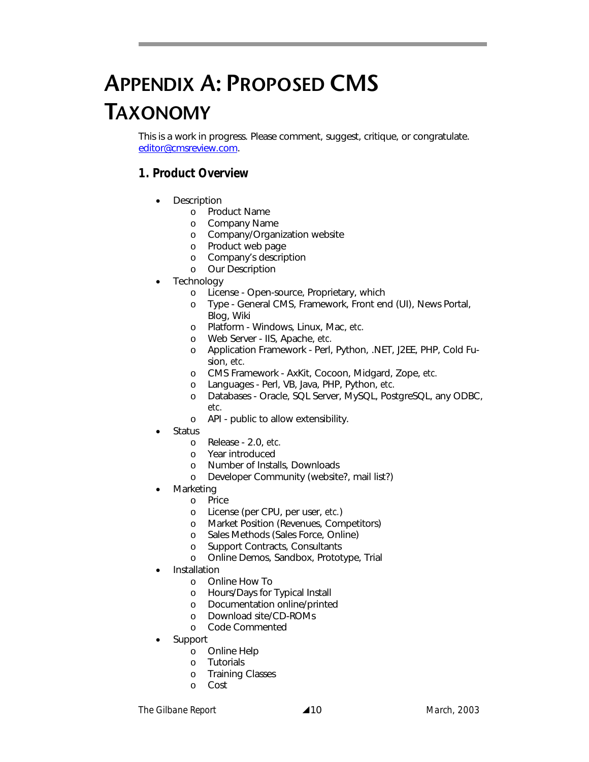# APPENDIX A: PROPOSED CMS TAXONOMY

This is a work in progress. Please comment, suggest, critique, or congratulate. editor@cmsreview.com.

## 1. Product Overview

- Description
  - Product Name
  - Company Name
  - Company/Organization website
  - Product web page
  - Company's description
  - Our Description
- Technology
  - License - Open-source, Proprietary, which
  - Type - General CMS, Framework, Front end (UI), News Portal, Blog, Wiki
  - Platform - Windows, Linux, Mac, etc.
  - Web Server - IIS, Apache, etc.
  - Application Framework - Perl, Python, .NET, J2EE, PHP, Cold Fusion, etc.
  - CMS Framework - AxKit, Cocoon, Midgard, Zope, etc.
  - Languages - Perl, VB, Java, PHP, Python, etc.
  - Databases - Oracle, SQL Server, MySQL, PostgreSQL, any ODBC, etc.
  - API - public to allow extensibility.
- Status
  - Release - 2.0, etc.
  - Year introduced
  - Number of Installs, Downloads
  - Developer Community (website?, mail list?)
- Marketing
  - Price
  - License (per CPU, per user, etc.)
  - Market Position (Revenues, Competitors)
  - Sales Methods (Sales Force, Online)
  - Support Contracts, Consultants
  - Online Demos, Sandbox, Prototype, Trial
- Installation
  - Online How To
  - Hours/Days for Typical Install
  - Documentation online/printed
  - Download site/CD-ROMs
  - Code Commented
- Support
  - Online Help
  - Tutorials
  - Training Classes
  - Cost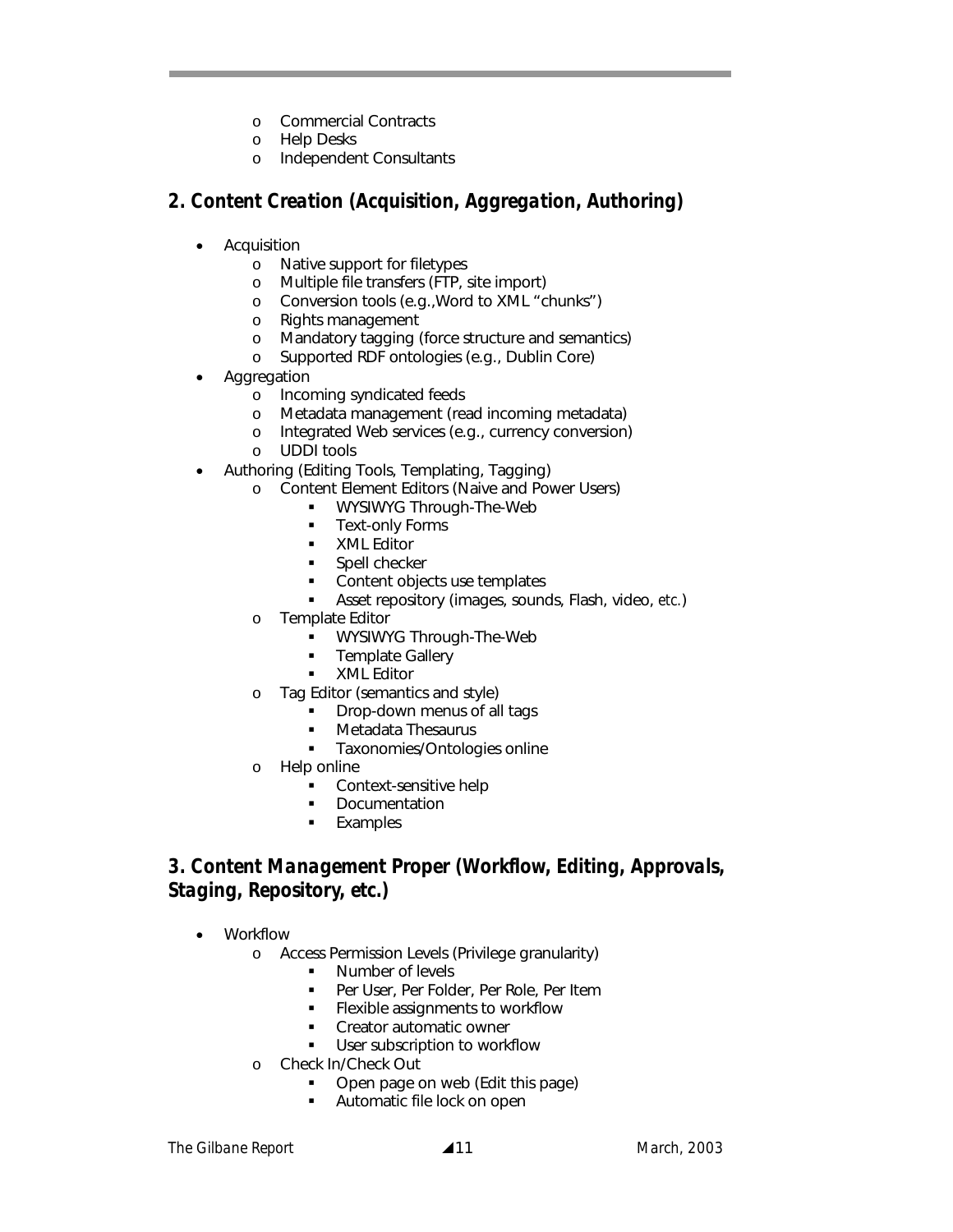- Commercial Contracts
  - Help Desks
  - Independent Consultants

## *2. Content Creation (Acquisition, Aggregation, Authoring)*

- Acquisition
  - Native support for filetypes
  - Multiple file transfers (FTP, site import)
  - Conversion tools (e.g.,Word to XML "chunks")
  - Rights management
  - Mandatory tagging (force structure and semantics)
  - Supported RDF ontologies (e.g., Dublin Core)
- Aggregation
  - Incoming syndicated feeds
  - Metadata management (read incoming metadata)
  - Integrated Web services (e.g., currency conversion)
  - UDDI tools
- Authoring (Editing Tools, Templating, Tagging)
  - Content Element Editors (Naive and Power Users)
    - WYSIWYG Through-The-Web
    - Text-only Forms
    - XML Editor
    - Spell checker
    - Content objects use templates
    - Asset repository (images, sounds, Flash, video, *etc.*)
  - Template Editor
    - WYSIWYG Through-The-Web
    - Template Gallery
    - XML Editor
  - Tag Editor (semantics and style)
    - Drop-down menus of all tags
    - Metadata Thesaurus
    - Taxonomies/Ontologies online
  - Help online
    - Context-sensitive help
    - Documentation
    - Examples

## *3. Content Management Proper (Workflow, Editing, Approvals, Staging, Repository, etc.)*

- Workflow
  - Access Permission Levels (Privilege granularity)
    - Number of levels
    - Per User, Per Folder, Per Role, Per Item
    - Flexible assignments to workflow
    - Creator automatic owner
    - User subscription to workflow
  - Check In/Check Out
    - Open page on web (Edit this page)
    - Automatic file lock on open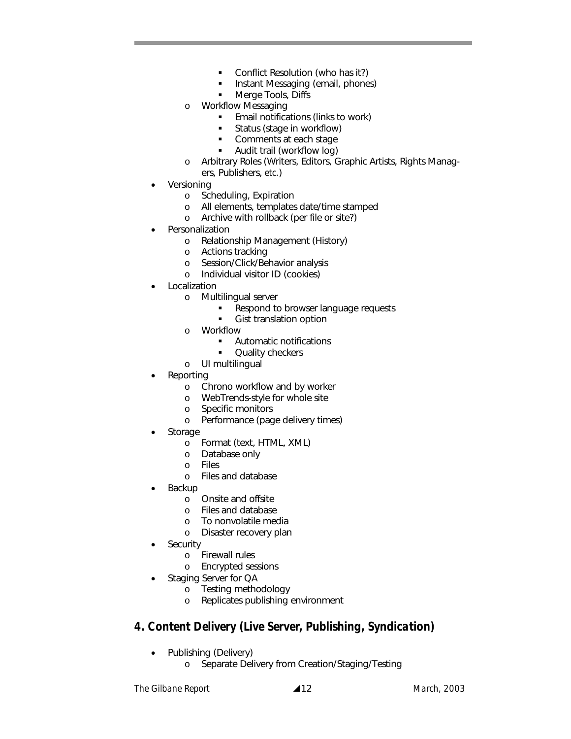- Conflict Resolution (who has it?)
        - Instant Messaging (email, phones)
        - Merge Tools, Diffs
    - Workflow Messaging
        - Email notifications (links to work)
        - Status (stage in workflow)
        - Comments at each stage
        - Audit trail (workflow log)
    - Arbitrary Roles (Writers, Editors, Graphic Artists, Rights Managers, Publishers, *etc.*)
- Versioning
    - Scheduling, Expiration
    - All elements, templates date/time stamped
    - Archive with rollback (per file or site?)
- Personalization
    - Relationship Management (History)
    - Actions tracking
    - Session/Click/Behavior analysis
    - Individual visitor ID (cookies)
- Localization
    - Multilingual server
        - Respond to browser language requests
        - Gist translation option
    - Workflow
        - Automatic notifications
        - Quality checkers
    - UI multilingual
- Reporting
    - Chrono workflow and by worker
    - WebTrends-style for whole site
    - Specific monitors
    - Performance (page delivery times)
- Storage
    - Format (text, HTML, XML)
    - Database only
    - Files
    - Files and database
- Backup
    - Onsite and offsite
    - Files and database
    - To nonvolatile media
    - Disaster recovery plan
- Security
    - Firewall rules
    - Encrypted sessions
- Staging Server for QA
    - Testing methodology
    - Replicates publishing environment

## 4. Content Delivery (Live Server, Publishing, Syndication)

- Publishing (Delivery)
    - Separate Delivery from Creation/Staging/Testing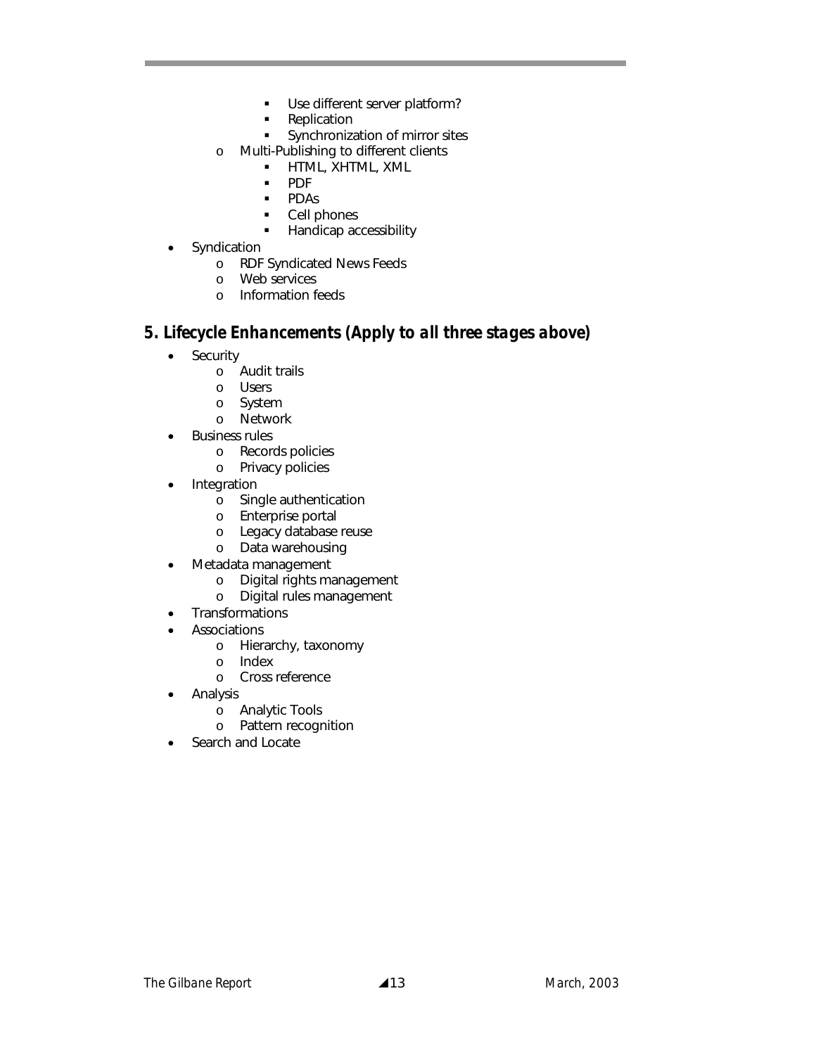- Use different server platform?
        - Replication
        - Synchronization of mirror sites
    - Multi-Publishing to different clients
        - HTML, XHTML, XML
        - PDF
        - PDAs
        - Cell phones
        - Handicap accessibility
- Syndication
    - RDF Syndicated News Feeds
    - Web services
    - Information feeds

## *5. Lifecycle Enhancements (Apply to all three stages above)*

- Security
    - Audit trails
    - Users
    - System
    - Network
- Business rules
    - Records policies
    - Privacy policies
- Integration
    - Single authentication
    - Enterprise portal
    - Legacy database reuse
    - Data warehousing
- Metadata management
    - Digital rights management
    - Digital rules management
- Transformations
- Associations
    - Hierarchy, taxonomy
    - Index
    - Cross reference
- Analysis
    - Analytic Tools
    - Pattern recognition
- Search and Locate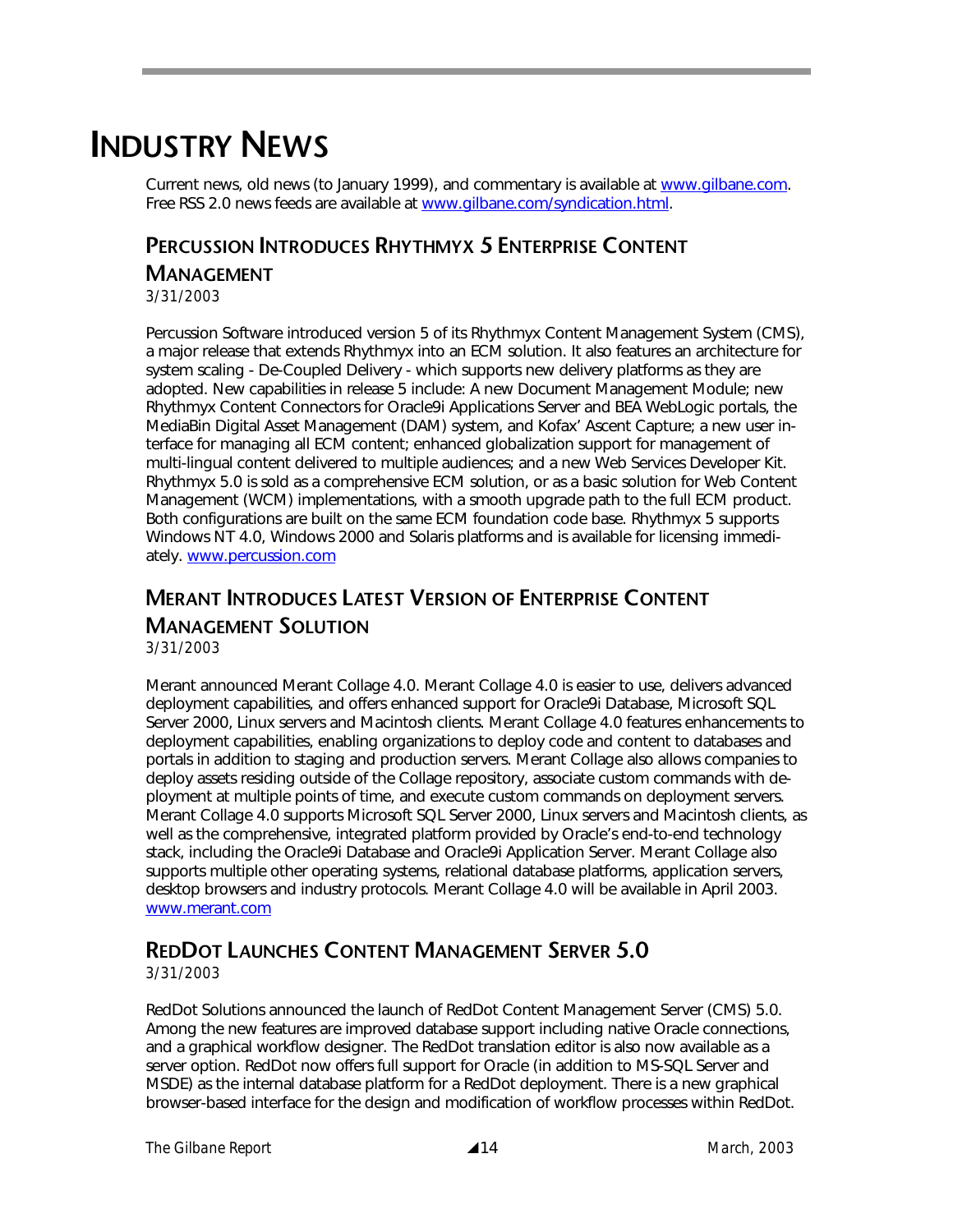# Industry News

Current news, old news (to January 1999), and commentary is available at [www.gilbane.com](http://www.gilbane.com). Free RSS 2.0 news feeds are available at [www.gilbane.com/syndication.html](http://www.gilbane.com/syndication.html).

## Percussion Introduces Rhythmyx 5 Enterprise Content Management

*3/31/2003*

Percussion Software introduced version 5 of its Rhythmyx Content Management System (CMS), a major release that extends Rhythmyx into an ECM solution. It also features an architecture for system scaling - De-Coupled Delivery - which supports new delivery platforms as they are adopted. New capabilities in release 5 include: A new Document Management Module; new Rhythmyx Content Connectors for Oracle9i Applications Server and BEA WebLogic portals, the MediaBin Digital Asset Management (DAM) system, and Kofax' Ascent Capture; a new user interface for managing all ECM content; enhanced globalization support for management of multi-lingual content delivered to multiple audiences; and a new Web Services Developer Kit. Rhythmyx 5.0 is sold as a comprehensive ECM solution, or as a basic solution for Web Content Management (WCM) implementations, with a smooth upgrade path to the full ECM product. Both configurations are built on the same ECM foundation code base. Rhythmyx 5 supports Windows NT 4.0, Windows 2000 and Solaris platforms and is available for licensing immediately. [www.percussion.com](http://www.percussion.com)

## Merant Introduces Latest Version of Enterprise Content Management Solution

*3/31/2003*

Merant announced Merant Collage 4.0. Merant Collage 4.0 is easier to use, delivers advanced deployment capabilities, and offers enhanced support for Oracle9i Database, Microsoft SQL Server 2000, Linux servers and Macintosh clients. Merant Collage 4.0 features enhancements to deployment capabilities, enabling organizations to deploy code and content to databases and portals in addition to staging and production servers. Merant Collage also allows companies to deploy assets residing outside of the Collage repository, associate custom commands with deployment at multiple points of time, and execute custom commands on deployment servers. Merant Collage 4.0 supports Microsoft SQL Server 2000, Linux servers and Macintosh clients, as well as the comprehensive, integrated platform provided by Oracle's end-to-end technology stack, including the Oracle9i Database and Oracle9i Application Server. Merant Collage also supports multiple other operating systems, relational database platforms, application servers, desktop browsers and industry protocols. Merant Collage 4.0 will be available in April 2003. [www.merant.com](http://www.merant.com)

## RedDot Launches Content Management Server 5.0

*3/31/2003*

RedDot Solutions announced the launch of RedDot Content Management Server (CMS) 5.0. Among the new features are improved database support including native Oracle connections, and a graphical workflow designer. The RedDot translation editor is also now available as a server option. RedDot now offers full support for Oracle (in addition to MS-SQL Server and MSDE) as the internal database platform for a RedDot deployment. There is a new graphical browser-based interface for the design and modification of workflow processes within RedDot.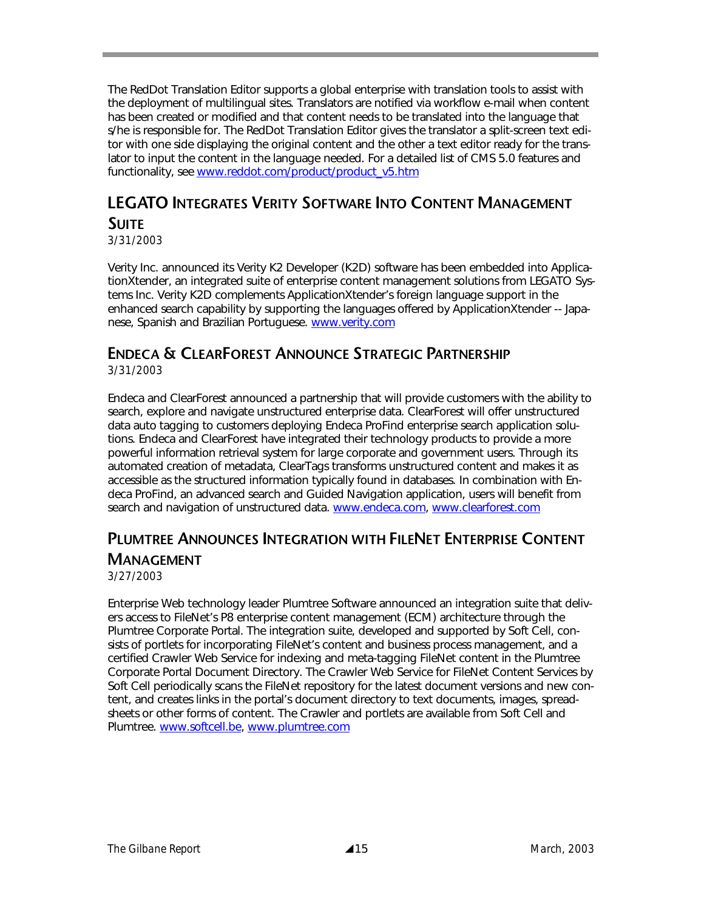The RedDot Translation Editor supports a global enterprise with translation tools to assist with the deployment of multilingual sites. Translators are notified via workflow e-mail when content has been created or modified and that content needs to be translated into the language that s/he is responsible for. The RedDot Translation Editor gives the translator a split-screen text editor with one side displaying the original content and the other a text editor ready for the translator to input the content in the language needed. For a detailed list of CMS 5.0 features and functionality, see www.reddot.com/product/product_v5.htm

## LEGATO Integrates Verity Software Into Content Management Suite

3/31/2003

Verity Inc. announced its Verity K2 Developer (K2D) software has been embedded into ApplicationXtender, an integrated suite of enterprise content management solutions from LEGATO Systems Inc. Verity K2D complements ApplicationXtender's foreign language support in the enhanced search capability by supporting the languages offered by ApplicationXtender -- Japanese, Spanish and Brazilian Portuguese. www.verity.com

## Endeca & ClearForest Announce Strategic Partnership

3/31/2003

Endeca and ClearForest announced a partnership that will provide customers with the ability to search, explore and navigate unstructured enterprise data. ClearForest will offer unstructured data auto tagging to customers deploying Endeca ProFind enterprise search application solutions. Endeca and ClearForest have integrated their technology products to provide a more powerful information retrieval system for large corporate and government users. Through its automated creation of metadata, ClearTags transforms unstructured content and makes it as accessible as the structured information typically found in databases. In combination with Endeca ProFind, an advanced search and Guided Navigation application, users will benefit from search and navigation of unstructured data. www.endeca.com, www.clearforest.com

## Plumtree Announces Integration with FileNet Enterprise Content Management

3/27/2003

Enterprise Web technology leader Plumtree Software announced an integration suite that delivers access to FileNet's P8 enterprise content management (ECM) architecture through the Plumtree Corporate Portal. The integration suite, developed and supported by Soft Cell, consists of portlets for incorporating FileNet's content and business process management, and a certified Crawler Web Service for indexing and meta-tagging FileNet content in the Plumtree Corporate Portal Document Directory. The Crawler Web Service for FileNet Content Services by Soft Cell periodically scans the FileNet repository for the latest document versions and new content, and creates links in the portal's document directory to text documents, images, spreadsheets or other forms of content. The Crawler and portlets are available from Soft Cell and Plumtree. www.softcell.be, www.plumtree.com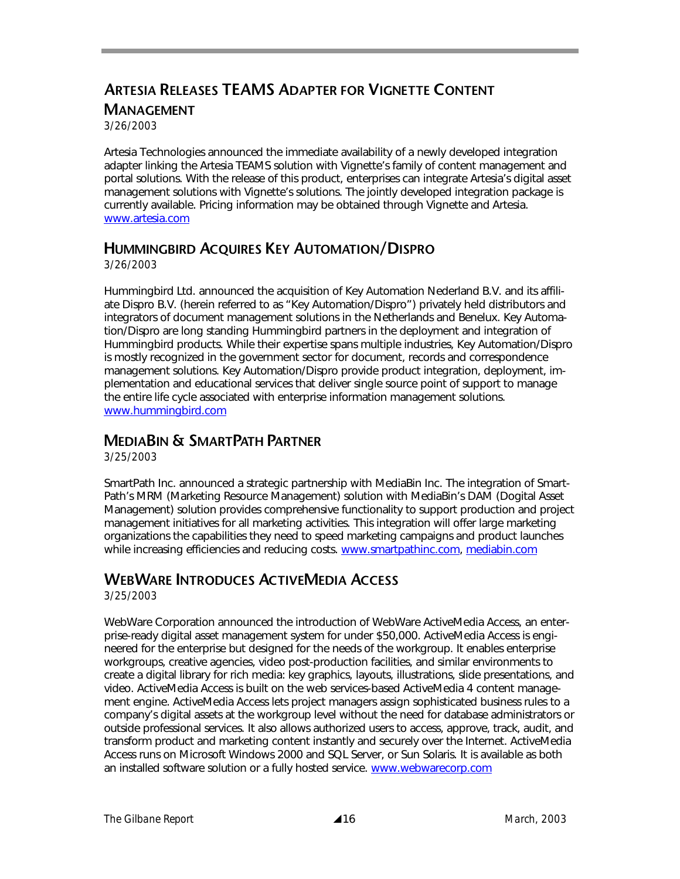## Artesia Releases TEAMS Adapter for Vignette Content Management

3/26/2003

Artesia Technologies announced the immediate availability of a newly developed integration adapter linking the Artesia TEAMS solution with Vignette's family of content management and portal solutions. With the release of this product, enterprises can integrate Artesia's digital asset management solutions with Vignette's solutions. The jointly developed integration package is currently available. Pricing information may be obtained through Vignette and Artesia. www.artesia.com

## Hummingbird Acquires Key Automation/Dispro

3/26/2003

Hummingbird Ltd. announced the acquisition of Key Automation Nederland B.V. and its affiliate Dispro B.V. (herein referred to as "Key Automation/Dispro") privately held distributors and integrators of document management solutions in the Netherlands and Benelux. Key Automation/Dispro are long standing Hummingbird partners in the deployment and integration of Hummingbird products. While their expertise spans multiple industries, Key Automation/Dispro is mostly recognized in the government sector for document, records and correspondence management solutions. Key Automation/Dispro provide product integration, deployment, implementation and educational services that deliver single source point of support to manage the entire life cycle associated with enterprise information management solutions. www.hummingbird.com

## MediaBin & SmartPath Partner

3/25/2003

SmartPath Inc. announced a strategic partnership with MediaBin Inc. The integration of SmartPath's MRM (Marketing Resource Management) solution with MediaBin's DAM (Dogital Asset Management) solution provides comprehensive functionality to support production and project management initiatives for all marketing activities. This integration will offer large marketing organizations the capabilities they need to speed marketing campaigns and product launches while increasing efficiencies and reducing costs. www.smartpathinc.com, mediabin.com

## WebWare Introduces ActiveMedia Access

3/25/2003

WebWare Corporation announced the introduction of WebWare ActiveMedia Access, an enterprise-ready digital asset management system for under $50,000. ActiveMedia Access is engineered for the enterprise but designed for the needs of the workgroup. It enables enterprise workgroups, creative agencies, video post-production facilities, and similar environments to create a digital library for rich media: key graphics, layouts, illustrations, slide presentations, and video. ActiveMedia Access is built on the web services-based ActiveMedia 4 content management engine. ActiveMedia Access lets project managers assign sophisticated business rules to a company's digital assets at the workgroup level without the need for database administrators or outside professional services. It also allows authorized users to access, approve, track, audit, and transform product and marketing content instantly and securely over the Internet. ActiveMedia Access runs on Microsoft Windows 2000 and SQL Server, or Sun Solaris. It is available as both an installed software solution or a fully hosted service. www.webwarecorp.com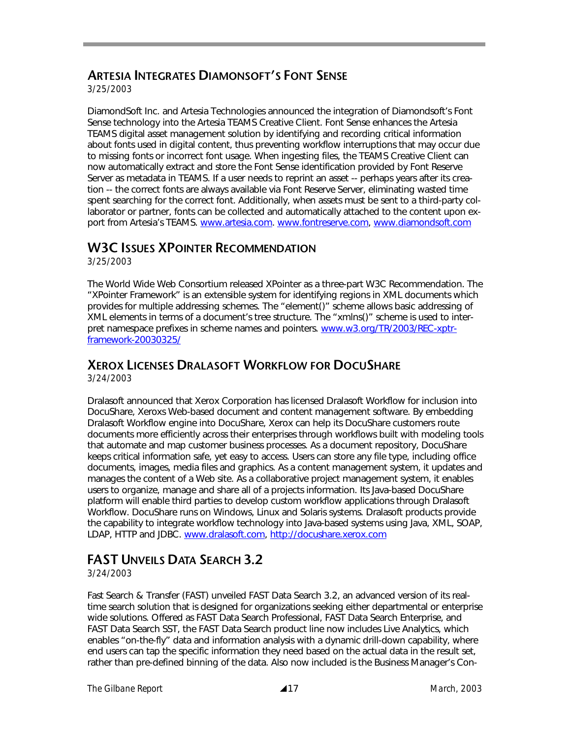## Artesia Integrates Diamonsoft's Font Sense

3/25/2003

DiamondSoft Inc. and Artesia Technologies announced the integration of Diamondsoft's Font Sense technology into the Artesia TEAMS Creative Client. Font Sense enhances the Artesia TEAMS digital asset management solution by identifying and recording critical information about fonts used in digital content, thus preventing workflow interruptions that may occur due to missing fonts or incorrect font usage. When ingesting files, the TEAMS Creative Client can now automatically extract and store the Font Sense identification provided by Font Reserve Server as metadata in TEAMS. If a user needs to reprint an asset -- perhaps years after its creation -- the correct fonts are always available via Font Reserve Server, eliminating wasted time spent searching for the correct font. Additionally, when assets must be sent to a third-party collaborator or partner, fonts can be collected and automatically attached to the content upon export from Artesia's TEAMS. www.artesia.com. www.fontreserve.com, www.diamondsoft.com

## W3C Issues XPointer Recommendation

3/25/2003

The World Wide Web Consortium released XPointer as a three-part W3C Recommendation. The "XPointer Framework" is an extensible system for identifying regions in XML documents which provides for multiple addressing schemes. The "element()" scheme allows basic addressing of XML elements in terms of a document's tree structure. The "xmlns()" scheme is used to interpret namespace prefixes in scheme names and pointers. www.w3.org/TR/2003/REC-xptr-framework-20030325/

## Xerox Licenses Dralasoft Workflow for DocuShare

3/24/2003

Dralasoft announced that Xerox Corporation has licensed Dralasoft Workflow for inclusion into DocuShare, Xeroxs Web-based document and content management software. By embedding Dralasoft Workflow engine into DocuShare, Xerox can help its DocuShare customers route documents more efficiently across their enterprises through workflows built with modeling tools that automate and map customer business processes. As a document repository, DocuShare keeps critical information safe, yet easy to access. Users can store any file type, including office documents, images, media files and graphics. As a content management system, it updates and manages the content of a Web site. As a collaborative project management system, it enables users to organize, manage and share all of a projects information. Its Java-based DocuShare platform will enable third parties to develop custom workflow applications through Dralasoft Workflow. DocuShare runs on Windows, Linux and Solaris systems. Dralasoft products provide the capability to integrate workflow technology into Java-based systems using Java, XML, SOAP, LDAP, HTTP and JDBC. www.dralasoft.com, http://docushare.xerox.com

## FAST Unveils Data Search 3.2

3/24/2003

Fast Search & Transfer (FAST) unveiled FAST Data Search 3.2, an advanced version of its real-time search solution that is designed for organizations seeking either departmental or enterprise wide solutions. Offered as FAST Data Search Professional, FAST Data Search Enterprise, and FAST Data Search SST, the FAST Data Search product line now includes Live Analytics, which enables "on-the-fly" data and information analysis with a dynamic drill-down capability, where end users can tap the specific information they need based on the actual data in the result set, rather than pre-defined binning of the data. Also now included is the Business Manager's Con-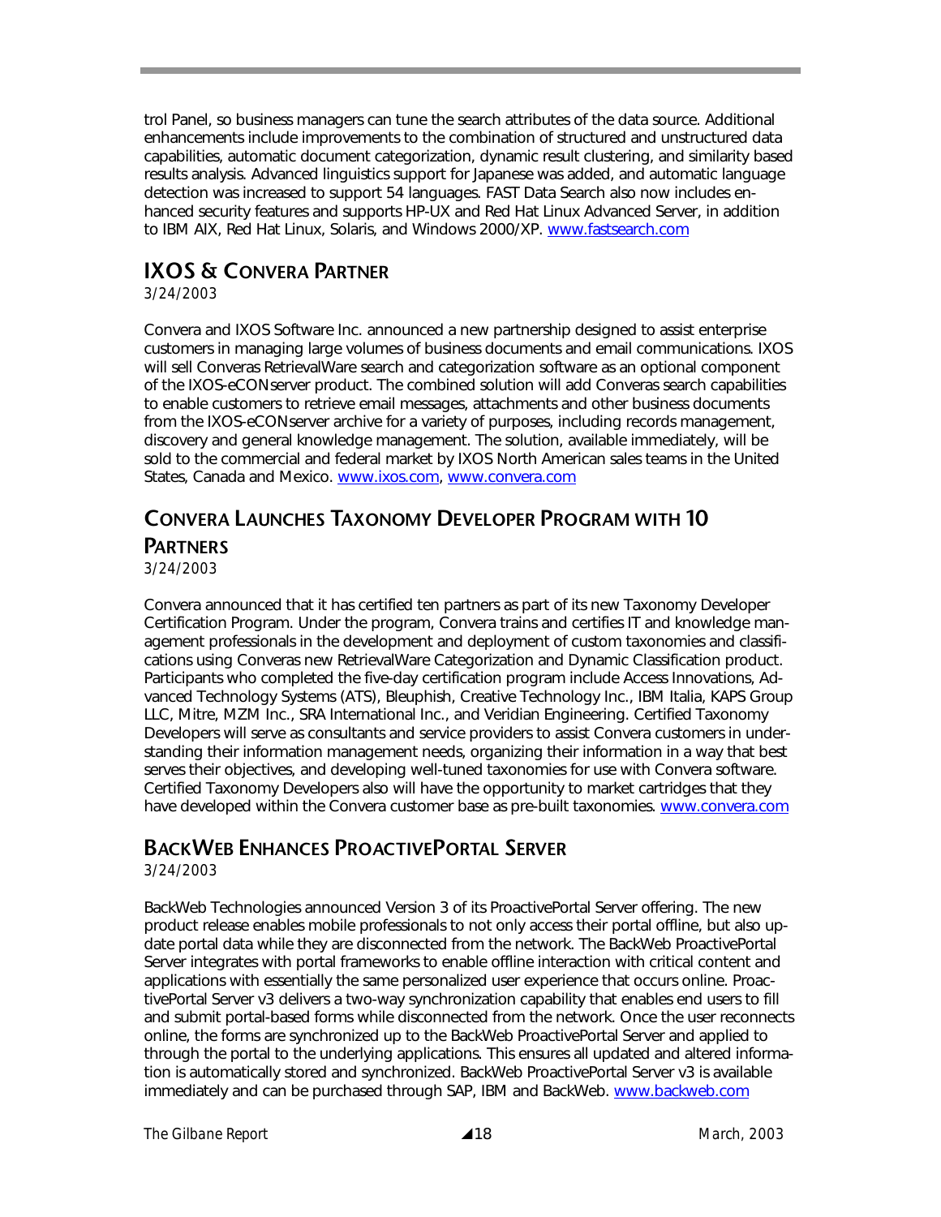trol Panel, so business managers can tune the search attributes of the data source. Additional enhancements include improvements to the combination of structured and unstructured data capabilities, automatic document categorization, dynamic result clustering, and similarity based results analysis. Advanced linguistics support for Japanese was added, and automatic language detection was increased to support 54 languages. FAST Data Search also now includes enhanced security features and supports HP-UX and Red Hat Linux Advanced Server, in addition to IBM AIX, Red Hat Linux, Solaris, and Windows 2000/XP. www.fastsearch.com

## IXOS & Convera Partner

*3/24/2003*

Convera and IXOS Software Inc. announced a new partnership designed to assist enterprise customers in managing large volumes of business documents and email communications. IXOS will sell Converas RetrievalWare search and categorization software as an optional component of the IXOS-eCONserver product. The combined solution will add Converas search capabilities to enable customers to retrieve email messages, attachments and other business documents from the IXOS-eCONserver archive for a variety of purposes, including records management, discovery and general knowledge management. The solution, available immediately, will be sold to the commercial and federal market by IXOS North American sales teams in the United States, Canada and Mexico. www.ixos.com, www.convera.com

## Convera Launches Taxonomy Developer Program with 10 Partners

*3/24/2003*

Convera announced that it has certified ten partners as part of its new Taxonomy Developer Certification Program. Under the program, Convera trains and certifies IT and knowledge management professionals in the development and deployment of custom taxonomies and classifications using Converas new RetrievalWare Categorization and Dynamic Classification product. Participants who completed the five-day certification program include Access Innovations, Advanced Technology Systems (ATS), Bleuphish, Creative Technology Inc., IBM Italia, KAPS Group LLC, Mitre, MZM Inc., SRA International Inc., and Veridian Engineering. Certified Taxonomy Developers will serve as consultants and service providers to assist Convera customers in understanding their information management needs, organizing their information in a way that best serves their objectives, and developing well-tuned taxonomies for use with Convera software. Certified Taxonomy Developers also will have the opportunity to market cartridges that they have developed within the Convera customer base as pre-built taxonomies. www.convera.com

## BackWeb Enhances ProactivePortal Server

*3/24/2003*

BackWeb Technologies announced Version 3 of its ProactivePortal Server offering. The new product release enables mobile professionals to not only access their portal offline, but also update portal data while they are disconnected from the network. The BackWeb ProactivePortal Server integrates with portal frameworks to enable offline interaction with critical content and applications with essentially the same personalized user experience that occurs online. ProactivePortal Server v3 delivers a two-way synchronization capability that enables end users to fill and submit portal-based forms while disconnected from the network. Once the user reconnects online, the forms are synchronized up to the BackWeb ProactivePortal Server and applied to through the portal to the underlying applications. This ensures all updated and altered information is automatically stored and synchronized. BackWeb ProactivePortal Server v3 is available immediately and can be purchased through SAP, IBM and BackWeb. www.backweb.com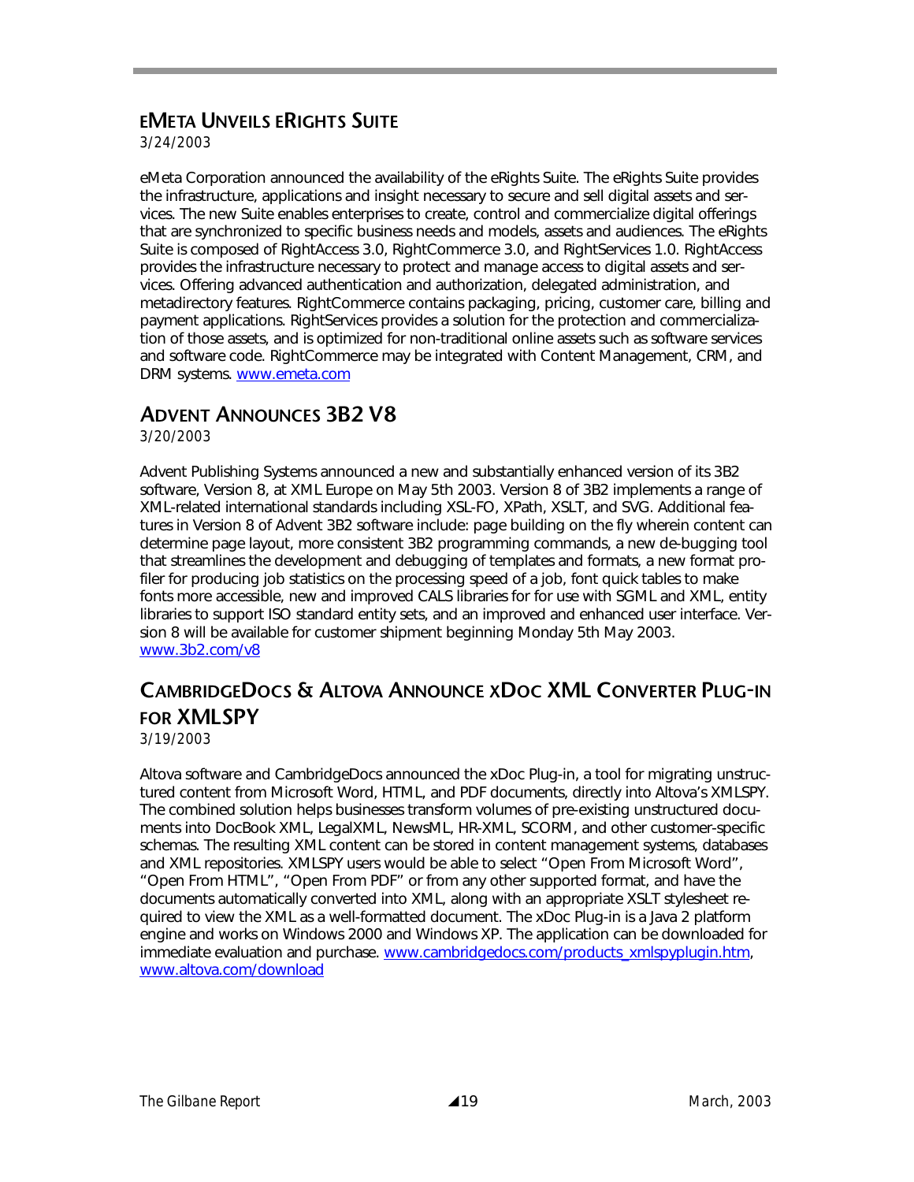## eMeta Unveils eRights Suite

*3/24/2003*

eMeta Corporation announced the availability of the eRights Suite. The eRights Suite provides the infrastructure, applications and insight necessary to secure and sell digital assets and services. The new Suite enables enterprises to create, control and commercialize digital offerings that are synchronized to specific business needs and models, assets and audiences. The eRights Suite is composed of RightAccess 3.0, RightCommerce 3.0, and RightServices 1.0. RightAccess provides the infrastructure necessary to protect and manage access to digital assets and services. Offering advanced authentication and authorization, delegated administration, and metadirectory features. RightCommerce contains packaging, pricing, customer care, billing and payment applications. RightServices provides a solution for the protection and commercialization of those assets, and is optimized for non-traditional online assets such as software services and software code. RightCommerce may be integrated with Content Management, CRM, and DRM systems. [www.emeta.com](www.emeta.com)

## Advent Announces 3B2 V8

*3/20/2003*

Advent Publishing Systems announced a new and substantially enhanced version of its 3B2 software, Version 8, at XML Europe on May 5th 2003. Version 8 of 3B2 implements a range of XML-related international standards including XSL-FO, XPath, XSLT, and SVG. Additional features in Version 8 of Advent 3B2 software include: page building on the fly wherein content can determine page layout, more consistent 3B2 programming commands, a new de-bugging tool that streamlines the development and debugging of templates and formats, a new format profiler for producing job statistics on the processing speed of a job, font quick tables to make fonts more accessible, new and improved CALS libraries for for use with SGML and XML, entity libraries to support ISO standard entity sets, and an improved and enhanced user interface. Version 8 will be available for customer shipment beginning Monday 5th May 2003. [www.3b2.com/v8](www.3b2.com/v8)

## CambridgeDocs & Altova Announce xDoc XML Converter Plug-in for XMLSPY

*3/19/2003*

Altova software and CambridgeDocs announced the xDoc Plug-in, a tool for migrating unstructured content from Microsoft Word, HTML, and PDF documents, directly into Altova's XMLSPY. The combined solution helps businesses transform volumes of pre-existing unstructured documents into DocBook XML, LegalXML, NewsML, HR-XML, SCORM, and other customer-specific schemas. The resulting XML content can be stored in content management systems, databases and XML repositories. XMLSPY users would be able to select "Open From Microsoft Word", "Open From HTML", "Open From PDF" or from any other supported format, and have the documents automatically converted into XML, along with an appropriate XSLT stylesheet required to view the XML as a well-formatted document. The xDoc Plug-in is a Java 2 platform engine and works on Windows 2000 and Windows XP. The application can be downloaded for immediate evaluation and purchase. [www.cambridgedocs.com/products_xmlspyplugin.htm](www.cambridgedocs.com/products_xmlspyplugin.htm), [www.altova.com/download](www.altova.com/download)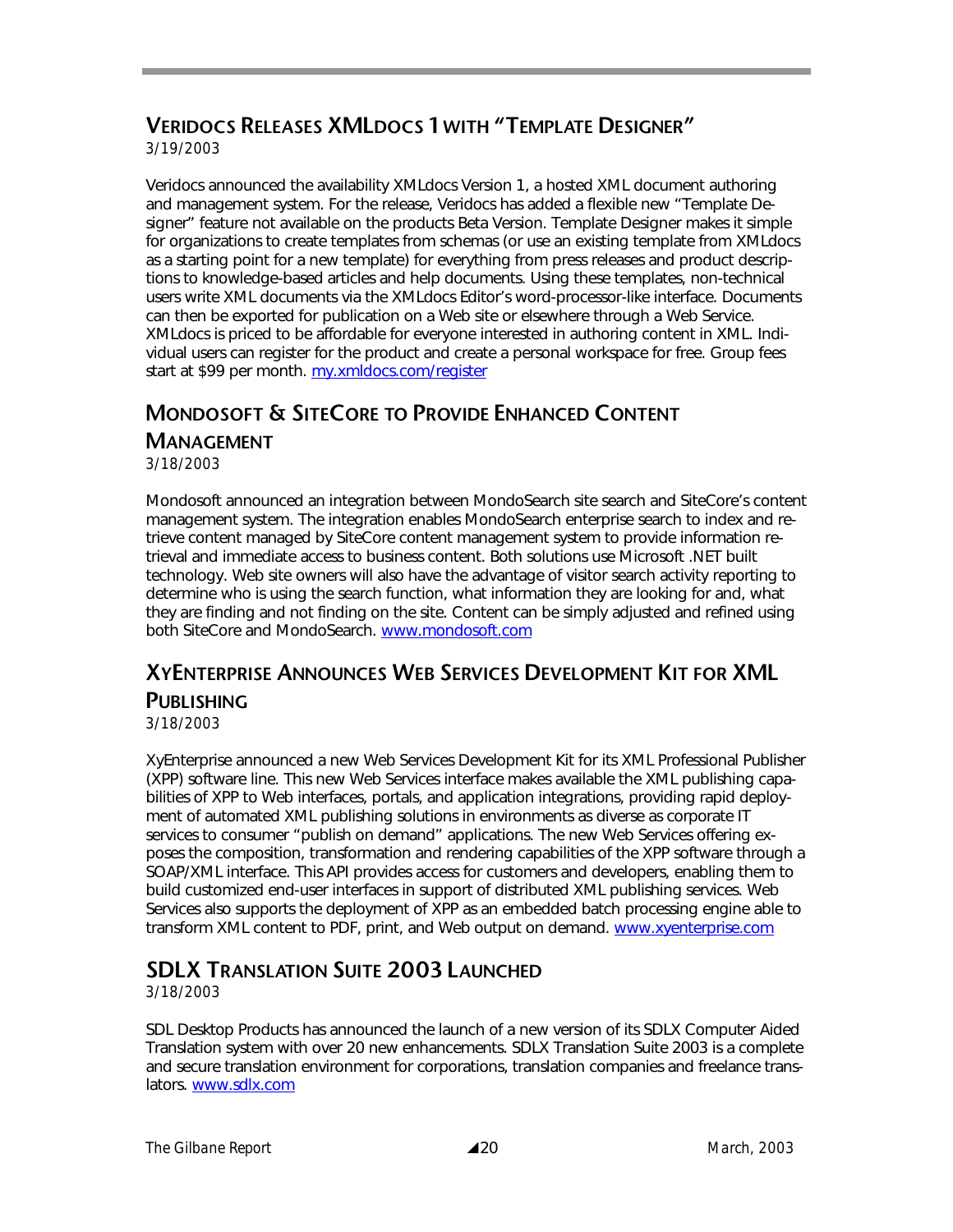## Veridocs Releases XMLdocs 1 with "Template Designer"

*3/19/2003*

Veridocs announced the availability XMLdocs Version 1, a hosted XML document authoring and management system. For the release, Veridocs has added a flexible new "Template Designer" feature not available on the products Beta Version. Template Designer makes it simple for organizations to create templates from schemas (or use an existing template from XMLdocs as a starting point for a new template) for everything from press releases and product descriptions to knowledge-based articles and help documents. Using these templates, non-technical users write XML documents via the XMLdocs Editor's word-processor-like interface. Documents can then be exported for publication on a Web site or elsewhere through a Web Service. XMLdocs is priced to be affordable for everyone interested in authoring content in XML. Individual users can register for the product and create a personal workspace for free. Group fees start at $99 per month. my.xmldocs.com/register

## Mondosoft & SiteCore to Provide Enhanced Content Management

*3/18/2003*

Mondosoft announced an integration between MondoSearch site search and SiteCore's content management system. The integration enables MondoSearch enterprise search to index and retrieve content managed by SiteCore content management system to provide information retrieval and immediate access to business content. Both solutions use Microsoft .NET built technology. Web site owners will also have the advantage of visitor search activity reporting to determine who is using the search function, what information they are looking for and, what they are finding and not finding on the site. Content can be simply adjusted and refined using both SiteCore and MondoSearch. www.mondosoft.com

## XyEnterprise Announces Web Services Development Kit for XML Publishing

*3/18/2003*

XyEnterprise announced a new Web Services Development Kit for its XML Professional Publisher (XPP) software line. This new Web Services interface makes available the XML publishing capabilities of XPP to Web interfaces, portals, and application integrations, providing rapid deployment of automated XML publishing solutions in environments as diverse as corporate IT services to consumer "publish on demand" applications. The new Web Services offering exposes the composition, transformation and rendering capabilities of the XPP software through a SOAP/XML interface. This API provides access for customers and developers, enabling them to build customized end-user interfaces in support of distributed XML publishing services. Web Services also supports the deployment of XPP as an embedded batch processing engine able to transform XML content to PDF, print, and Web output on demand. www.xyenterprise.com

## SDLX Translation Suite 2003 Launched

*3/18/2003*

SDL Desktop Products has announced the launch of a new version of its SDLX Computer Aided Translation system with over 20 new enhancements. SDLX Translation Suite 2003 is a complete and secure translation environment for corporations, translation companies and freelance translators. www.sdlx.com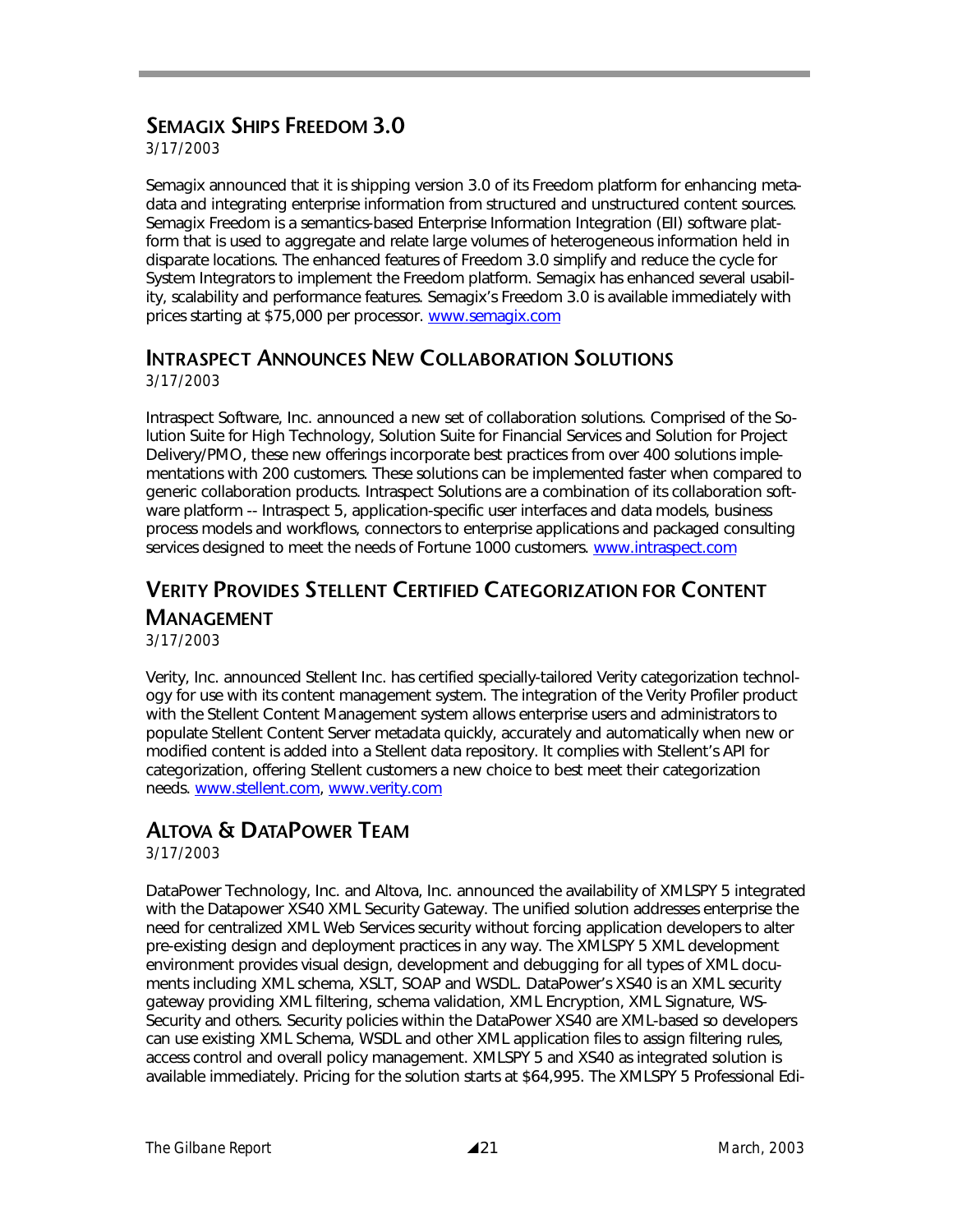## Semagix Ships Freedom 3.0

*3/17/2003*

Semagix announced that it is shipping version 3.0 of its Freedom platform for enhancing metadata and integrating enterprise information from structured and unstructured content sources. Semagix Freedom is a semantics-based Enterprise Information Integration (EII) software platform that is used to aggregate and relate large volumes of heterogeneous information held in disparate locations. The enhanced features of Freedom 3.0 simplify and reduce the cycle for System Integrators to implement the Freedom platform. Semagix has enhanced several usability, scalability and performance features. Semagix's Freedom 3.0 is available immediately with prices starting at $75,000 per processor. www.semagix.com

## Intraspect Announces New Collaboration Solutions

*3/17/2003*

Intraspect Software, Inc. announced a new set of collaboration solutions. Comprised of the Solution Suite for High Technology, Solution Suite for Financial Services and Solution for Project Delivery/PMO, these new offerings incorporate best practices from over 400 solutions implementations with 200 customers. These solutions can be implemented faster when compared to generic collaboration products. Intraspect Solutions are a combination of its collaboration software platform -- Intraspect 5, application-specific user interfaces and data models, business process models and workflows, connectors to enterprise applications and packaged consulting services designed to meet the needs of Fortune 1000 customers. www.intraspect.com

## Verity Provides Stellent Certified Categorization for Content Management

*3/17/2003*

Verity, Inc. announced Stellent Inc. has certified specially-tailored Verity categorization technology for use with its content management system. The integration of the Verity Profiler product with the Stellent Content Management system allows enterprise users and administrators to populate Stellent Content Server metadata quickly, accurately and automatically when new or modified content is added into a Stellent data repository. It complies with Stellent's API for categorization, offering Stellent customers a new choice to best meet their categorization needs. www.stellent.com, www.verity.com

## Altova & DataPower Team

*3/17/2003*

DataPower Technology, Inc. and Altova, Inc. announced the availability of XMLSPY 5 integrated with the Datapower XS40 XML Security Gateway. The unified solution addresses enterprise the need for centralized XML Web Services security without forcing application developers to alter pre-existing design and deployment practices in any way. The XMLSPY 5 XML development environment provides visual design, development and debugging for all types of XML documents including XML schema, XSLT, SOAP and WSDL. DataPower's XS40 is an XML security gateway providing XML filtering, schema validation, XML Encryption, XML Signature, WS-Security and others. Security policies within the DataPower XS40 are XML-based so developers can use existing XML Schema, WSDL and other XML application files to assign filtering rules, access control and overall policy management. XMLSPY 5 and XS40 as integrated solution is available immediately. Pricing for the solution starts at $64,995. The XMLSPY 5 Professional Edi-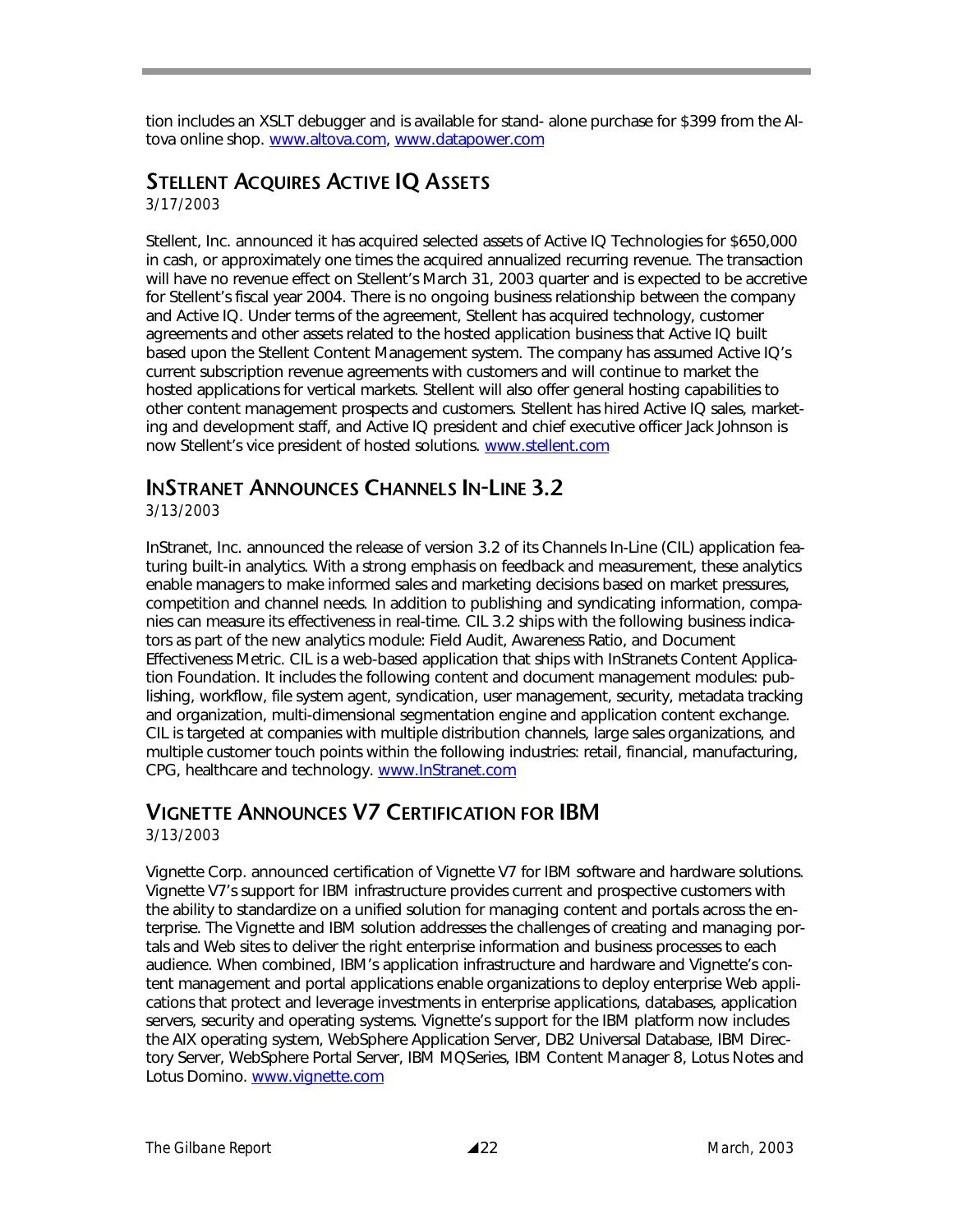tion includes an XSLT debugger and is available for stand- alone purchase for $399 from the Altova online shop. www.altova.com, www.datapower.com

## Stellent Acquires Active IQ Assets

3/17/2003

Stellent, Inc. announced it has acquired selected assets of Active IQ Technologies for $650,000 in cash, or approximately one times the acquired annualized recurring revenue. The transaction will have no revenue effect on Stellent's March 31, 2003 quarter and is expected to be accretive for Stellent's fiscal year 2004. There is no ongoing business relationship between the company and Active IQ. Under terms of the agreement, Stellent has acquired technology, customer agreements and other assets related to the hosted application business that Active IQ built based upon the Stellent Content Management system. The company has assumed Active IQ's current subscription revenue agreements with customers and will continue to market the hosted applications for vertical markets. Stellent will also offer general hosting capabilities to other content management prospects and customers. Stellent has hired Active IQ sales, marketing and development staff, and Active IQ president and chief executive officer Jack Johnson is now Stellent's vice president of hosted solutions. www.stellent.com

## InStranet Announces Channels In-Line 3.2

3/13/2003

InStranet, Inc. announced the release of version 3.2 of its Channels In-Line (CIL) application featuring built-in analytics. With a strong emphasis on feedback and measurement, these analytics enable managers to make informed sales and marketing decisions based on market pressures, competition and channel needs. In addition to publishing and syndicating information, companies can measure its effectiveness in real-time. CIL 3.2 ships with the following business indicators as part of the new analytics module: Field Audit, Awareness Ratio, and Document Effectiveness Metric. CIL is a web-based application that ships with InStranets Content Application Foundation. It includes the following content and document management modules: publishing, workflow, file system agent, syndication, user management, security, metadata tracking and organization, multi-dimensional segmentation engine and application content exchange. CIL is targeted at companies with multiple distribution channels, large sales organizations, and multiple customer touch points within the following industries: retail, financial, manufacturing, CPG, healthcare and technology. www.InStranet.com

## Vignette Announces V7 Certification for IBM

3/13/2003

Vignette Corp. announced certification of Vignette V7 for IBM software and hardware solutions. Vignette V7's support for IBM infrastructure provides current and prospective customers with the ability to standardize on a unified solution for managing content and portals across the enterprise. The Vignette and IBM solution addresses the challenges of creating and managing portals and Web sites to deliver the right enterprise information and business processes to each audience. When combined, IBM's application infrastructure and hardware and Vignette's content management and portal applications enable organizations to deploy enterprise Web applications that protect and leverage investments in enterprise applications, databases, application servers, security and operating systems. Vignette's support for the IBM platform now includes the AIX operating system, WebSphere Application Server, DB2 Universal Database, IBM Directory Server, WebSphere Portal Server, IBM MQSeries, IBM Content Manager 8, Lotus Notes and Lotus Domino. www.vignette.com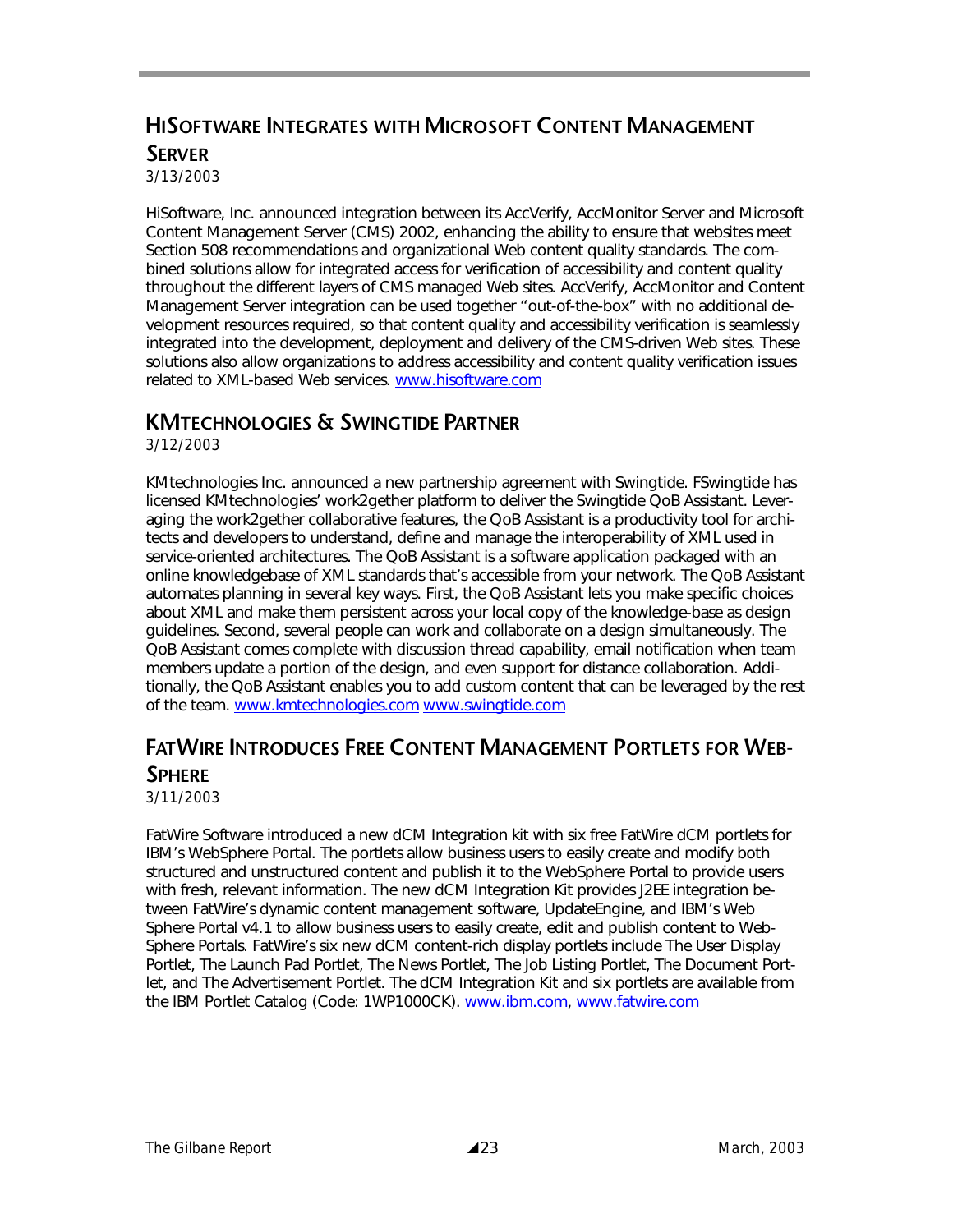## HiSoftware Integrates with Microsoft Content Management Server

3/13/2003

HiSoftware, Inc. announced integration between its AccVerify, AccMonitor Server and Microsoft Content Management Server (CMS) 2002, enhancing the ability to ensure that websites meet Section 508 recommendations and organizational Web content quality standards. The combined solutions allow for integrated access for verification of accessibility and content quality throughout the different layers of CMS managed Web sites. AccVerify, AccMonitor and Content Management Server integration can be used together "out-of-the-box" with no additional development resources required, so that content quality and accessibility verification is seamlessly integrated into the development, deployment and delivery of the CMS-driven Web sites. These solutions also allow organizations to address accessibility and content quality verification issues related to XML-based Web services. www.hisoftware.com

## KMtechnologies & Swingtide Partner

3/12/2003

KMtechnologies Inc. announced a new partnership agreement with Swingtide. FSwingtide has licensed KMtechnologies' work2gether platform to deliver the Swingtide QoB Assistant. Leveraging the work2gether collaborative features, the QoB Assistant is a productivity tool for architects and developers to understand, define and manage the interoperability of XML used in service-oriented architectures. The QoB Assistant is a software application packaged with an online knowledgebase of XML standards that's accessible from your network. The QoB Assistant automates planning in several key ways. First, the QoB Assistant lets you make specific choices about XML and make them persistent across your local copy of the knowledge-base as design guidelines. Second, several people can work and collaborate on a design simultaneously. The QoB Assistant comes complete with discussion thread capability, email notification when team members update a portion of the design, and even support for distance collaboration. Additionally, the QoB Assistant enables you to add custom content that can be leveraged by the rest of the team. www.kmtechnologies.com www.swingtide.com

## FatWire Introduces Free Content Management Portlets for WebSphere

3/11/2003

FatWire Software introduced a new dCM Integration kit with six free FatWire dCM portlets for IBM's WebSphere Portal. The portlets allow business users to easily create and modify both structured and unstructured content and publish it to the WebSphere Portal to provide users with fresh, relevant information. The new dCM Integration Kit provides J2EE integration between FatWire's dynamic content management software, UpdateEngine, and IBM's Web Sphere Portal v4.1 to allow business users to easily create, edit and publish content to WebSphere Portals. FatWire's six new dCM content-rich display portlets include The User Display Portlet, The Launch Pad Portlet, The News Portlet, The Job Listing Portlet, The Document Portlet, and The Advertisement Portlet. The dCM Integration Kit and six portlets are available from the IBM Portlet Catalog (Code: 1WP1000CK). www.ibm.com, www.fatwire.com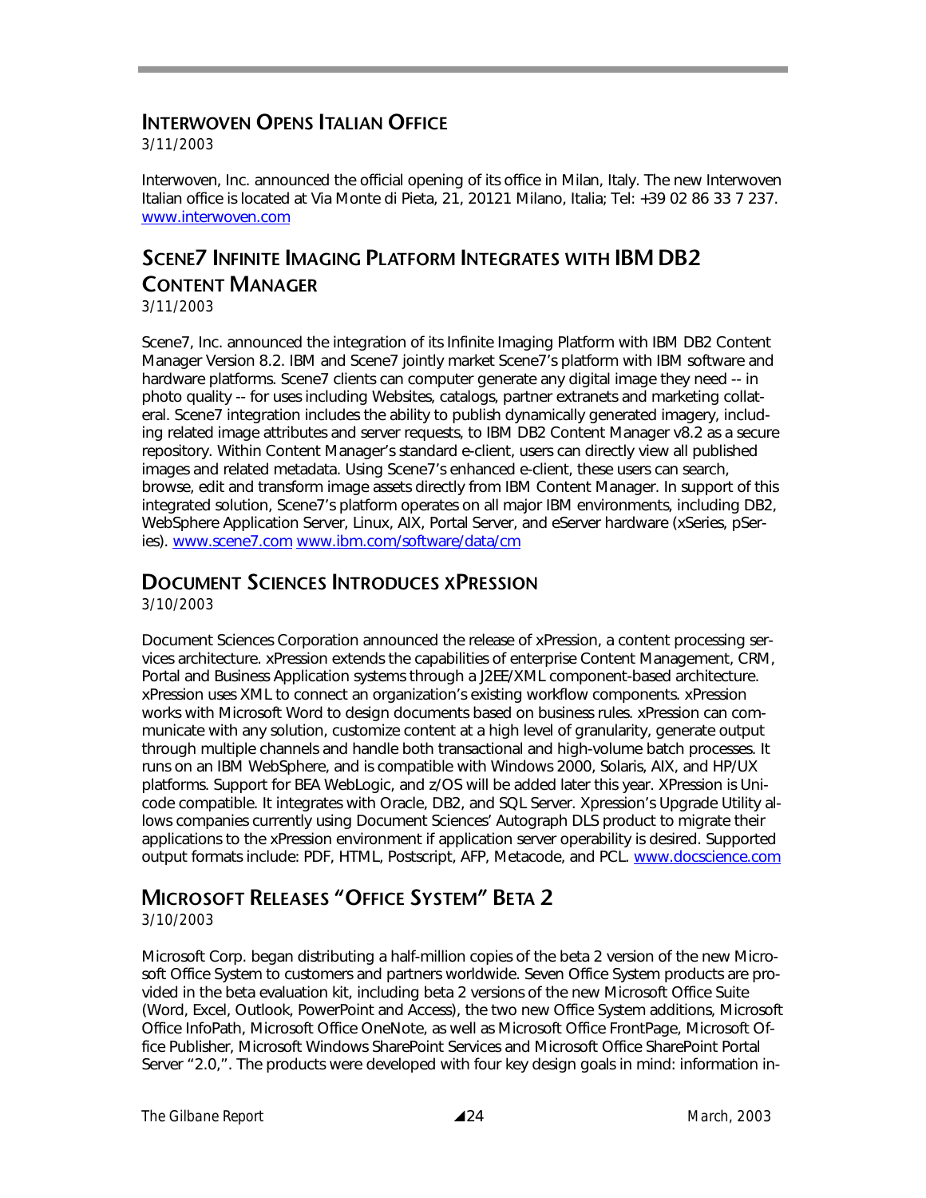## Interwoven Opens Italian Office

3/11/2003

Interwoven, Inc. announced the official opening of its office in Milan, Italy. The new Interwoven Italian office is located at Via Monte di Pieta, 21, 20121 Milano, Italia; Tel: +39 02 86 33 7 237. www.interwoven.com

## Scene7 Infinite Imaging Platform Integrates with IBM DB2 Content Manager

3/11/2003

Scene7, Inc. announced the integration of its Infinite Imaging Platform with IBM DB2 Content Manager Version 8.2. IBM and Scene7 jointly market Scene7's platform with IBM software and hardware platforms. Scene7 clients can computer generate any digital image they need -- in photo quality -- for uses including Websites, catalogs, partner extranets and marketing collateral. Scene7 integration includes the ability to publish dynamically generated imagery, including related image attributes and server requests, to IBM DB2 Content Manager v8.2 as a secure repository. Within Content Manager's standard e-client, users can directly view all published images and related metadata. Using Scene7's enhanced e-client, these users can search, browse, edit and transform image assets directly from IBM Content Manager. In support of this integrated solution, Scene7's platform operates on all major IBM environments, including DB2, WebSphere Application Server, Linux, AIX, Portal Server, and eServer hardware (xSeries, pSeries). www.scene7.com www.ibm.com/software/data/cm

## Document Sciences Introduces xPression

3/10/2003

Document Sciences Corporation announced the release of xPression, a content processing services architecture. xPression extends the capabilities of enterprise Content Management, CRM, Portal and Business Application systems through a J2EE/XML component-based architecture. xPression uses XML to connect an organization's existing workflow components. xPression works with Microsoft Word to design documents based on business rules. xPression can communicate with any solution, customize content at a high level of granularity, generate output through multiple channels and handle both transactional and high-volume batch processes. It runs on an IBM WebSphere, and is compatible with Windows 2000, Solaris, AIX, and HP/UX platforms. Support for BEA WebLogic, and z/OS will be added later this year. XPression is Unicode compatible. It integrates with Oracle, DB2, and SQL Server. Xpression's Upgrade Utility allows companies currently using Document Sciences' Autograph DLS product to migrate their applications to the xPression environment if application server operability is desired. Supported output formats include: PDF, HTML, Postscript, AFP, Metacode, and PCL. www.docscience.com

## Microsoft Releases "Office System" Beta 2

3/10/2003

Microsoft Corp. began distributing a half-million copies of the beta 2 version of the new Microsoft Office System to customers and partners worldwide. Seven Office System products are provided in the beta evaluation kit, including beta 2 versions of the new Microsoft Office Suite (Word, Excel, Outlook, PowerPoint and Access), the two new Office System additions, Microsoft Office InfoPath, Microsoft Office OneNote, as well as Microsoft Office FrontPage, Microsoft Office Publisher, Microsoft Windows SharePoint Services and Microsoft Office SharePoint Portal Server "2.0,". The products were developed with four key design goals in mind: information in-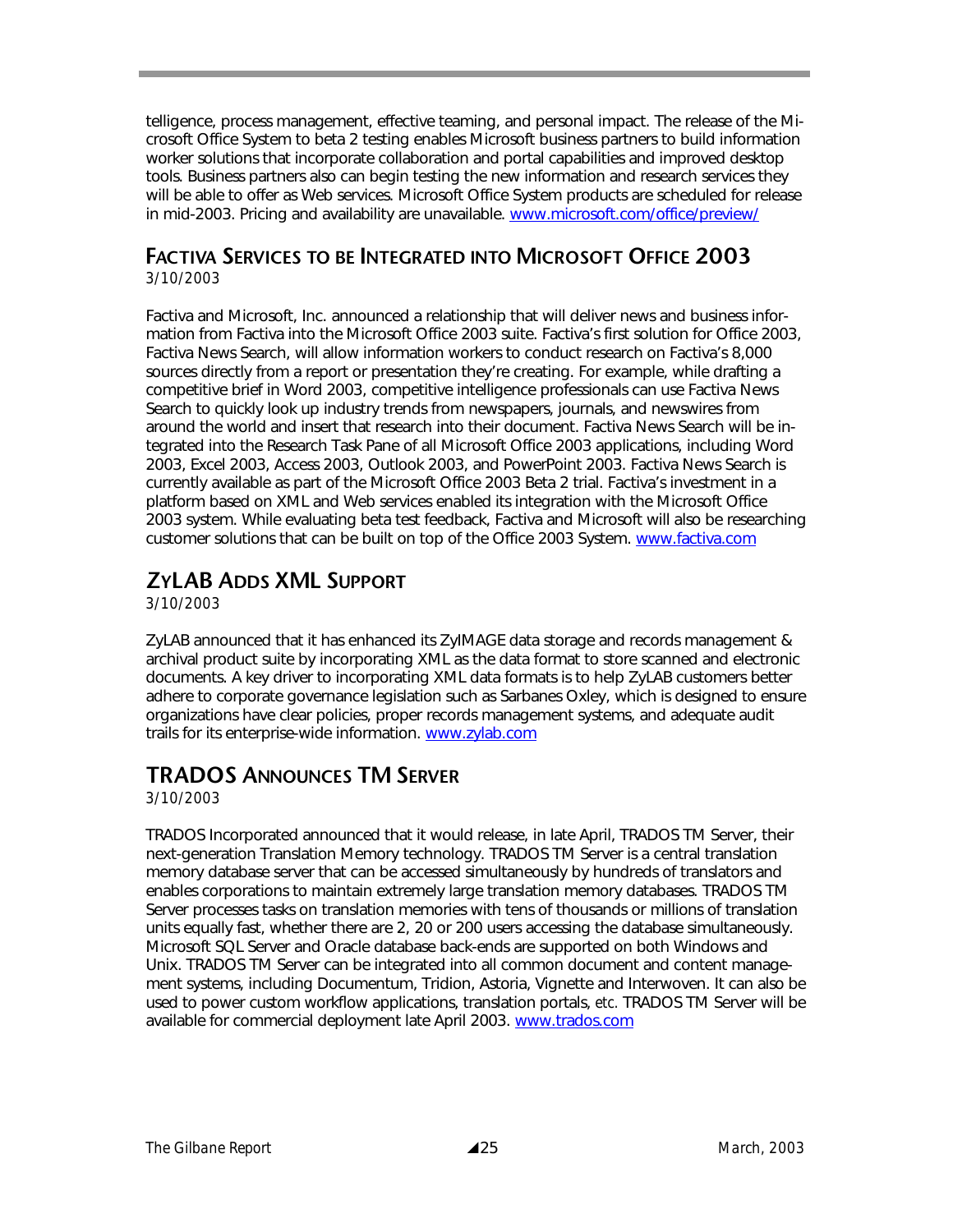telligence, process management, effective teaming, and personal impact. The release of the Microsoft Office System to beta 2 testing enables Microsoft business partners to build information worker solutions that incorporate collaboration and portal capabilities and improved desktop tools. Business partners also can begin testing the new information and research services they will be able to offer as Web services. Microsoft Office System products are scheduled for release in mid-2003. Pricing and availability are unavailable. www.microsoft.com/office/preview/

## Factiva Services to be Integrated into Microsoft Office 2003

*3/10/2003*

Factiva and Microsoft, Inc. announced a relationship that will deliver news and business information from Factiva into the Microsoft Office 2003 suite. Factiva's first solution for Office 2003, Factiva News Search, will allow information workers to conduct research on Factiva's 8,000 sources directly from a report or presentation they're creating. For example, while drafting a competitive brief in Word 2003, competitive intelligence professionals can use Factiva News Search to quickly look up industry trends from newspapers, journals, and newswires from around the world and insert that research into their document. Factiva News Search will be integrated into the Research Task Pane of all Microsoft Office 2003 applications, including Word 2003, Excel 2003, Access 2003, Outlook 2003, and PowerPoint 2003. Factiva News Search is currently available as part of the Microsoft Office 2003 Beta 2 trial. Factiva's investment in a platform based on XML and Web services enabled its integration with the Microsoft Office 2003 system. While evaluating beta test feedback, Factiva and Microsoft will also be researching customer solutions that can be built on top of the Office 2003 System. www.factiva.com

## ZyLAB Adds XML Support

*3/10/2003*

ZyLAB announced that it has enhanced its ZyIMAGE data storage and records management & archival product suite by incorporating XML as the data format to store scanned and electronic documents. A key driver to incorporating XML data formats is to help ZyLAB customers better adhere to corporate governance legislation such as Sarbanes Oxley, which is designed to ensure organizations have clear policies, proper records management systems, and adequate audit trails for its enterprise-wide information. www.zylab.com

## TRADOS Announces TM Server

*3/10/2003*

TRADOS Incorporated announced that it would release, in late April, TRADOS TM Server, their next-generation Translation Memory technology. TRADOS TM Server is a central translation memory database server that can be accessed simultaneously by hundreds of translators and enables corporations to maintain extremely large translation memory databases. TRADOS TM Server processes tasks on translation memories with tens of thousands or millions of translation units equally fast, whether there are 2, 20 or 200 users accessing the database simultaneously. Microsoft SQL Server and Oracle database back-ends are supported on both Windows and Unix. TRADOS TM Server can be integrated into all common document and content management systems, including Documentum, Tridion, Astoria, Vignette and Interwoven. It can also be used to power custom workflow applications, translation portals, *etc.* TRADOS TM Server will be available for commercial deployment late April 2003. www.trados.com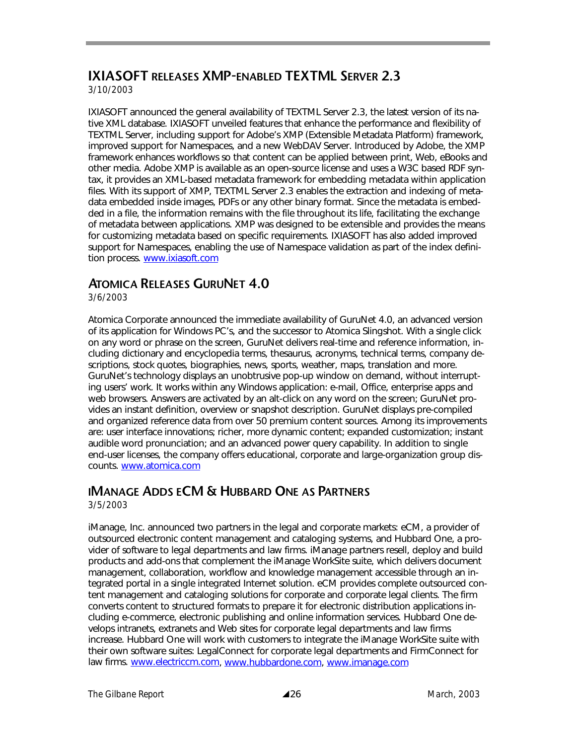## IXIASOFT RELEASES XMP-ENABLED TEXTML SERVER 2.3

*3/10/2003*

IXIASOFT announced the general availability of TEXTML Server 2.3, the latest version of its native XML database. IXIASOFT unveiled features that enhance the performance and flexibility of TEXTML Server, including support for Adobe's XMP (Extensible Metadata Platform) framework, improved support for Namespaces, and a new WebDAV Server. Introduced by Adobe, the XMP framework enhances workflows so that content can be applied between print, Web, eBooks and other media. Adobe XMP is available as an open-source license and uses a W3C based RDF syntax, it provides an XML-based metadata framework for embedding metadata within application files. With its support of XMP, TEXTML Server 2.3 enables the extraction and indexing of metadata embedded inside images, PDFs or any other binary format. Since the metadata is embedded in a file, the information remains with the file throughout its life, facilitating the exchange of metadata between applications. XMP was designed to be extensible and provides the means for customizing metadata based on specific requirements. IXIASOFT has also added improved support for Namespaces, enabling the use of Namespace validation as part of the index definition process. www.ixiasoft.com

## ATOMICA RELEASES GURUNET 4.0

*3/6/2003*

Atomica Corporate announced the immediate availability of GuruNet 4.0, an advanced version of its application for Windows PC's, and the successor to Atomica Slingshot. With a single click on any word or phrase on the screen, GuruNet delivers real-time and reference information, including dictionary and encyclopedia terms, thesaurus, acronyms, technical terms, company descriptions, stock quotes, biographies, news, sports, weather, maps, translation and more. GuruNet's technology displays an unobtrusive pop-up window on demand, without interrupting users' work. It works within any Windows application: e-mail, Office, enterprise apps and web browsers. Answers are activated by an alt-click on any word on the screen; GuruNet provides an instant definition, overview or snapshot description. GuruNet displays pre-compiled and organized reference data from over 50 premium content sources. Among its improvements are: user interface innovations; richer, more dynamic content; expanded customization; instant audible word pronunciation; and an advanced power query capability. In addition to single end-user licenses, the company offers educational, corporate and large-organization group discounts. www.atomica.com

## IMANAGE ADDS ECM & HUBBARD ONE AS PARTNERS

*3/5/2003*

iManage, Inc. announced two partners in the legal and corporate markets: eCM, a provider of outsourced electronic content management and cataloging systems, and Hubbard One, a provider of software to legal departments and law firms. iManage partners resell, deploy and build products and add-ons that complement the iManage WorkSite suite, which delivers document management, collaboration, workflow and knowledge management accessible through an integrated portal in a single integrated Internet solution. eCM provides complete outsourced content management and cataloging solutions for corporate and corporate legal clients. The firm converts content to structured formats to prepare it for electronic distribution applications including e-commerce, electronic publishing and online information services. Hubbard One develops intranets, extranets and Web sites for corporate legal departments and law firms increase. Hubbard One will work with customers to integrate the iManage WorkSite suite with their own software suites: LegalConnect for corporate legal departments and FirmConnect for law firms. www.electriccm.com, www.hubbardone.com, www.imanage.com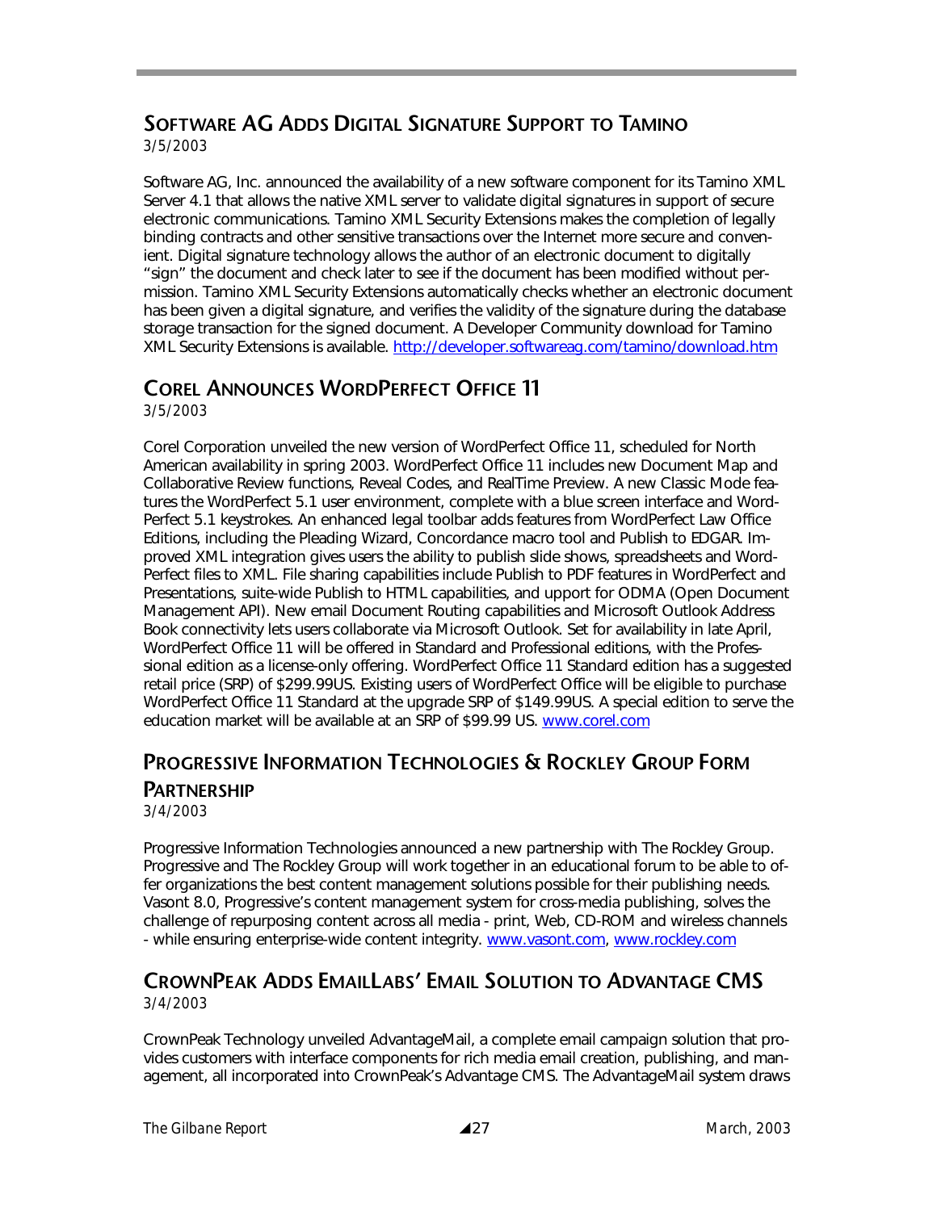## Software AG Adds Digital Signature Support to Tamino

3/5/2003

Software AG, Inc. announced the availability of a new software component for its Tamino XML Server 4.1 that allows the native XML server to validate digital signatures in support of secure electronic communications. Tamino XML Security Extensions makes the completion of legally binding contracts and other sensitive transactions over the Internet more secure and convenient. Digital signature technology allows the author of an electronic document to digitally "sign" the document and check later to see if the document has been modified without permission. Tamino XML Security Extensions automatically checks whether an electronic document has been given a digital signature, and verifies the validity of the signature during the database storage transaction for the signed document. A Developer Community download for Tamino XML Security Extensions is available. http://developer.softwareag.com/tamino/download.htm

## Corel Announces WordPerfect Office 11

3/5/2003

Corel Corporation unveiled the new version of WordPerfect Office 11, scheduled for North American availability in spring 2003. WordPerfect Office 11 includes new Document Map and Collaborative Review functions, Reveal Codes, and RealTime Preview. A new Classic Mode features the WordPerfect 5.1 user environment, complete with a blue screen interface and WordPerfect 5.1 keystrokes. An enhanced legal toolbar adds features from WordPerfect Law Office Editions, including the Pleading Wizard, Concordance macro tool and Publish to EDGAR. Improved XML integration gives users the ability to publish slide shows, spreadsheets and WordPerfect files to XML. File sharing capabilities include Publish to PDF features in WordPerfect and Presentations, suite-wide Publish to HTML capabilities, and upport for ODMA (Open Document Management API). New email Document Routing capabilities and Microsoft Outlook Address Book connectivity lets users collaborate via Microsoft Outlook. Set for availability in late April, WordPerfect Office 11 will be offered in Standard and Professional editions, with the Professional edition as a license-only offering. WordPerfect Office 11 Standard edition has a suggested retail price (SRP) of $299.99US. Existing users of WordPerfect Office will be eligible to purchase WordPerfect Office 11 Standard at the upgrade SRP of $149.99US. A special edition to serve the education market will be available at an SRP of $99.99 US. www.corel.com

## Progressive Information Technologies & Rockley Group Form Partnership

3/4/2003

Progressive Information Technologies announced a new partnership with The Rockley Group. Progressive and The Rockley Group will work together in an educational forum to be able to offer organizations the best content management solutions possible for their publishing needs. Vasont 8.0, Progressive's content management system for cross-media publishing, solves the challenge of repurposing content across all media - print, Web, CD-ROM and wireless channels - while ensuring enterprise-wide content integrity. www.vasont.com, www.rockley.com

## CrownPeak Adds EmailLabs' Email Solution to Advantage CMS

3/4/2003

CrownPeak Technology unveiled AdvantageMail, a complete email campaign solution that provides customers with interface components for rich media email creation, publishing, and management, all incorporated into CrownPeak's Advantage CMS. The AdvantageMail system draws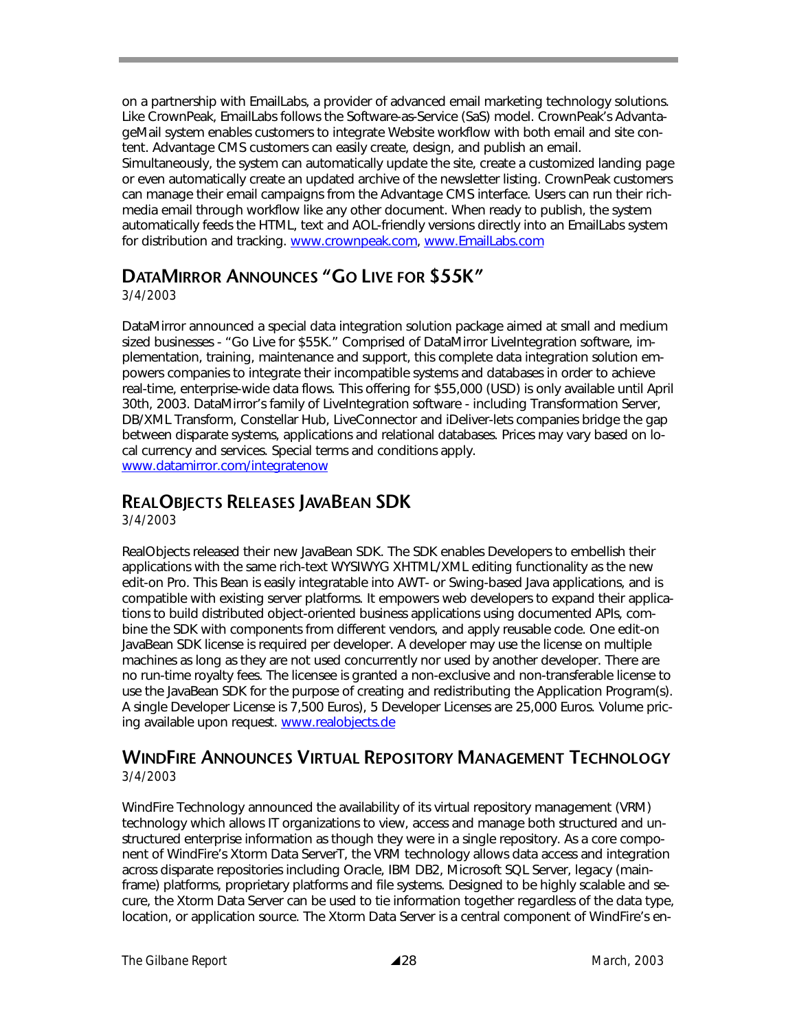on a partnership with EmailLabs, a provider of advanced email marketing technology solutions. Like CrownPeak, EmailLabs follows the Software-as-Service (SaS) model. CrownPeak's AdvantageMail system enables customers to integrate Website workflow with both email and site content. Advantage CMS customers can easily create, design, and publish an email. Simultaneously, the system can automatically update the site, create a customized landing page or even automatically create an updated archive of the newsletter listing. CrownPeak customers can manage their email campaigns from the Advantage CMS interface. Users can run their rich-media email through workflow like any other document. When ready to publish, the system automatically feeds the HTML, text and AOL-friendly versions directly into an EmailLabs system for distribution and tracking. www.crownpeak.com, www.EmailLabs.com

## DataMirror Announces "Go Live for $55K"

*3/4/2003*

DataMirror announced a special data integration solution package aimed at small and medium sized businesses - "Go Live for $55K." Comprised of DataMirror LiveIntegration software, implementation, training, maintenance and support, this complete data integration solution empowers companies to integrate their incompatible systems and databases in order to achieve real-time, enterprise-wide data flows. This offering for $55,000 (USD) is only available until April 30th, 2003. DataMirror's family of LiveIntegration software - including Transformation Server, DB/XML Transform, Constellar Hub, LiveConnector and iDeliver-lets companies bridge the gap between disparate systems, applications and relational databases. Prices may vary based on local currency and services. Special terms and conditions apply. www.datamirror.com/integratenow

## RealObjects Releases JavaBean SDK

*3/4/2003*

RealObjects released their new JavaBean SDK. The SDK enables Developers to embellish their applications with the same rich-text WYSIWYG XHTML/XML editing functionality as the new edit-on Pro. This Bean is easily integratable into AWT- or Swing-based Java applications, and is compatible with existing server platforms. It empowers web developers to expand their applications to build distributed object-oriented business applications using documented APIs, combine the SDK with components from different vendors, and apply reusable code. One edit-on JavaBean SDK license is required per developer. A developer may use the license on multiple machines as long as they are not used concurrently nor used by another developer. There are no run-time royalty fees. The licensee is granted a non-exclusive and non-transferable license to use the JavaBean SDK for the purpose of creating and redistributing the Application Program(s). A single Developer License is 7,500 Euros), 5 Developer Licenses are 25,000 Euros. Volume pricing available upon request. www.realobjects.de

## WindFire Announces Virtual Repository Management Technology

*3/4/2003*

WindFire Technology announced the availability of its virtual repository management (VRM) technology which allows IT organizations to view, access and manage both structured and unstructured enterprise information as though they were in a single repository. As a core component of WindFire's Xtorm Data ServerT, the VRM technology allows data access and integration across disparate repositories including Oracle, IBM DB2, Microsoft SQL Server, legacy (mainframe) platforms, proprietary platforms and file systems. Designed to be highly scalable and secure, the Xtorm Data Server can be used to tie information together regardless of the data type, location, or application source. The Xtorm Data Server is a central component of WindFire's en-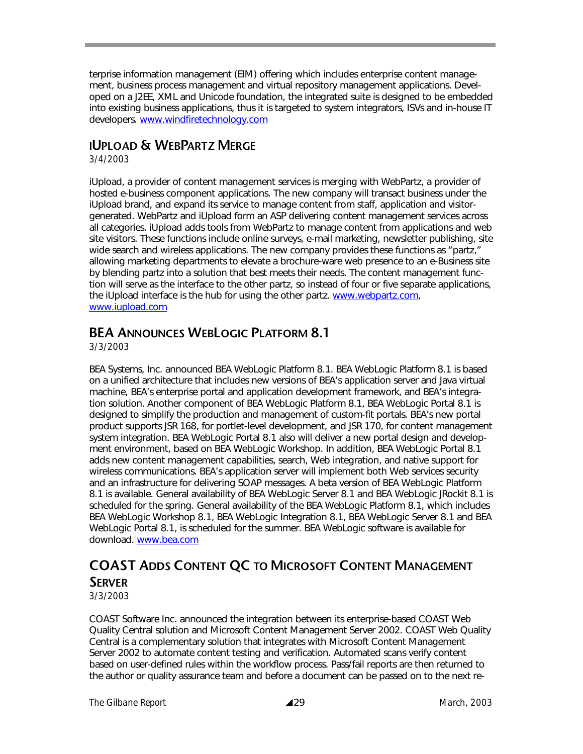terprise information management (EIM) offering which includes enterprise content management, business process management and virtual repository management applications. Developed on a J2EE, XML and Unicode foundation, the integrated suite is designed to be embedded into existing business applications, thus it is targeted to system integrators, ISVs and in-house IT developers. www.windfiretechnology.com

## iUpload & WebPartz Merge

3/4/2003

iUpload, a provider of content management services is merging with WebPartz, a provider of hosted e-business component applications. The new company will transact business under the iUpload brand, and expand its service to manage content from staff, application and visitor-generated. WebPartz and iUpload form an ASP delivering content management services across all categories. iUpload adds tools from WebPartz to manage content from applications and web site visitors. These functions include online surveys, e-mail marketing, newsletter publishing, site wide search and wireless applications. The new company provides these functions as "partz," allowing marketing departments to elevate a brochure-ware web presence to an e-Business site by blending partz into a solution that best meets their needs. The content management function will serve as the interface to the other partz, so instead of four or five separate applications, the iUpload interface is the hub for using the other partz. www.webpartz.com, www.iupload.com

## BEA Announces WebLogic Platform 8.1

3/3/2003

BEA Systems, Inc. announced BEA WebLogic Platform 8.1. BEA WebLogic Platform 8.1 is based on a unified architecture that includes new versions of BEA's application server and Java virtual machine, BEA's enterprise portal and application development framework, and BEA's integration solution. Another component of BEA WebLogic Platform 8.1, BEA WebLogic Portal 8.1 is designed to simplify the production and management of custom-fit portals. BEA's new portal product supports JSR 168, for portlet-level development, and JSR 170, for content management system integration. BEA WebLogic Portal 8.1 also will deliver a new portal design and development environment, based on BEA WebLogic Workshop. In addition, BEA WebLogic Portal 8.1 adds new content management capabilities, search, Web integration, and native support for wireless communications. BEA's application server will implement both Web services security and an infrastructure for delivering SOAP messages. A beta version of BEA WebLogic Platform 8.1 is available. General availability of BEA WebLogic Server 8.1 and BEA WebLogic JRockit 8.1 is scheduled for the spring. General availability of the BEA WebLogic Platform 8.1, which includes BEA WebLogic Workshop 8.1, BEA WebLogic Integration 8.1, BEA WebLogic Server 8.1 and BEA WebLogic Portal 8.1, is scheduled for the summer. BEA WebLogic software is available for download. www.bea.com

## COAST Adds Content QC to Microsoft Content Management Server

3/3/2003

COAST Software Inc. announced the integration between its enterprise-based COAST Web Quality Central solution and Microsoft Content Management Server 2002. COAST Web Quality Central is a complementary solution that integrates with Microsoft Content Management Server 2002 to automate content testing and verification. Automated scans verify content based on user-defined rules within the workflow process. Pass/fail reports are then returned to the author or quality assurance team and before a document can be passed on to the next re-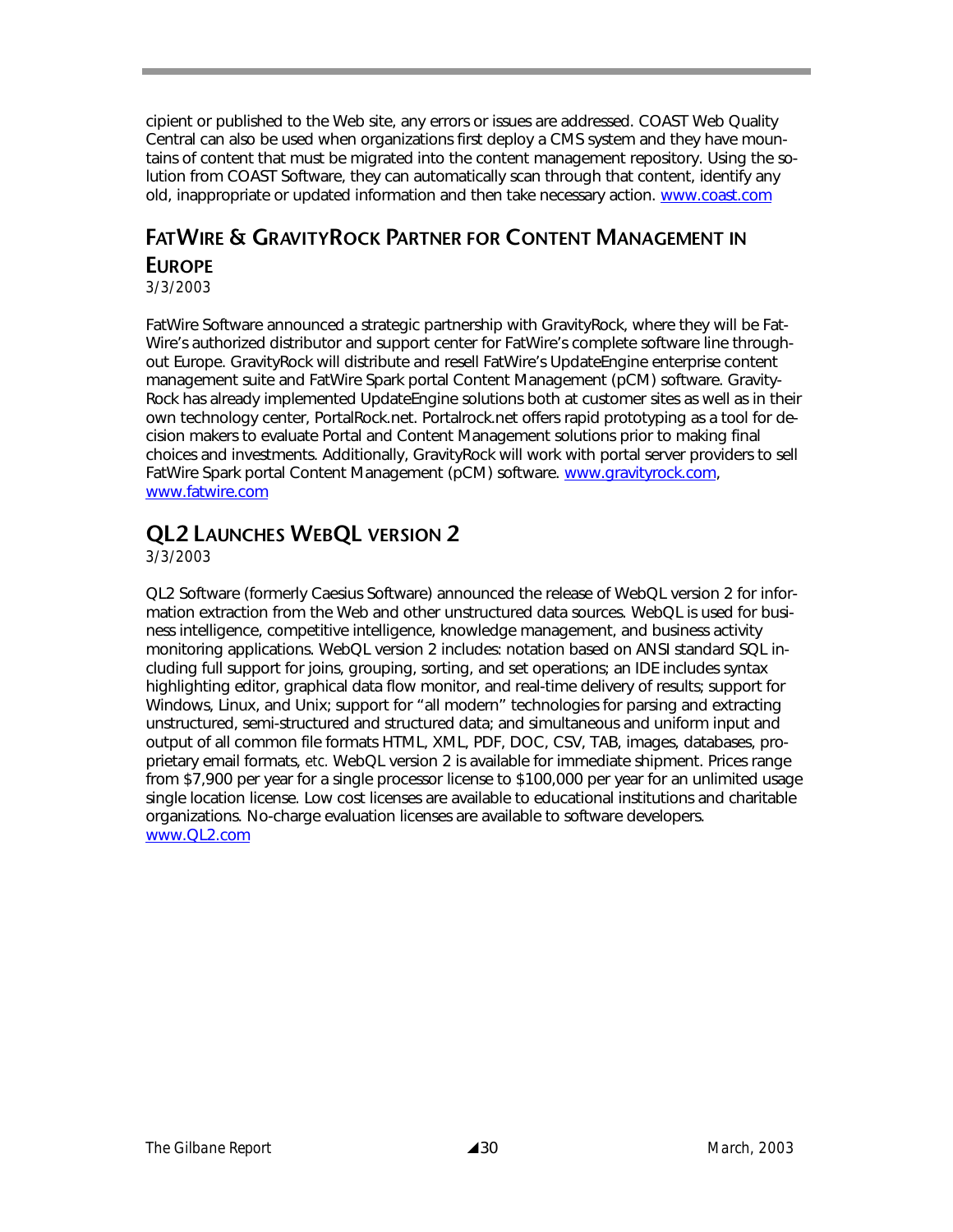cipient or published to the Web site, any errors or issues are addressed. COAST Web Quality Central can also be used when organizations first deploy a CMS system and they have mountains of content that must be migrated into the content management repository. Using the solution from COAST Software, they can automatically scan through that content, identify any old, inappropriate or updated information and then take necessary action. www.coast.com

## FatWire & GravityRock Partner for Content Management in Europe

3/3/2003

FatWire Software announced a strategic partnership with GravityRock, where they will be FatWire's authorized distributor and support center for FatWire's complete software line throughout Europe. GravityRock will distribute and resell FatWire's UpdateEngine enterprise content management suite and FatWire Spark portal Content Management (pCM) software. GravityRock has already implemented UpdateEngine solutions both at customer sites as well as in their own technology center, PortalRock.net. Portalrock.net offers rapid prototyping as a tool for decision makers to evaluate Portal and Content Management solutions prior to making final choices and investments. Additionally, GravityRock will work with portal server providers to sell FatWire Spark portal Content Management (pCM) software. www.gravityrock.com, www.fatwire.com

## QL2 Launches WebQL version 2

3/3/2003

QL2 Software (formerly Caesius Software) announced the release of WebQL version 2 for information extraction from the Web and other unstructured data sources. WebQL is used for business intelligence, competitive intelligence, knowledge management, and business activity monitoring applications. WebQL version 2 includes: notation based on ANSI standard SQL including full support for joins, grouping, sorting, and set operations; an IDE includes syntax highlighting editor, graphical data flow monitor, and real-time delivery of results; support for Windows, Linux, and Unix; support for "all modern" technologies for parsing and extracting unstructured, semi-structured and structured data; and simultaneous and uniform input and output of all common file formats HTML, XML, PDF, DOC, CSV, TAB, images, databases, proprietary email formats, *etc.* WebQL version 2 is available for immediate shipment. Prices range from $7,900 per year for a single processor license to $100,000 per year for an unlimited usage single location license. Low cost licenses are available to educational institutions and charitable organizations. No-charge evaluation licenses are available to software developers. www.QL2.com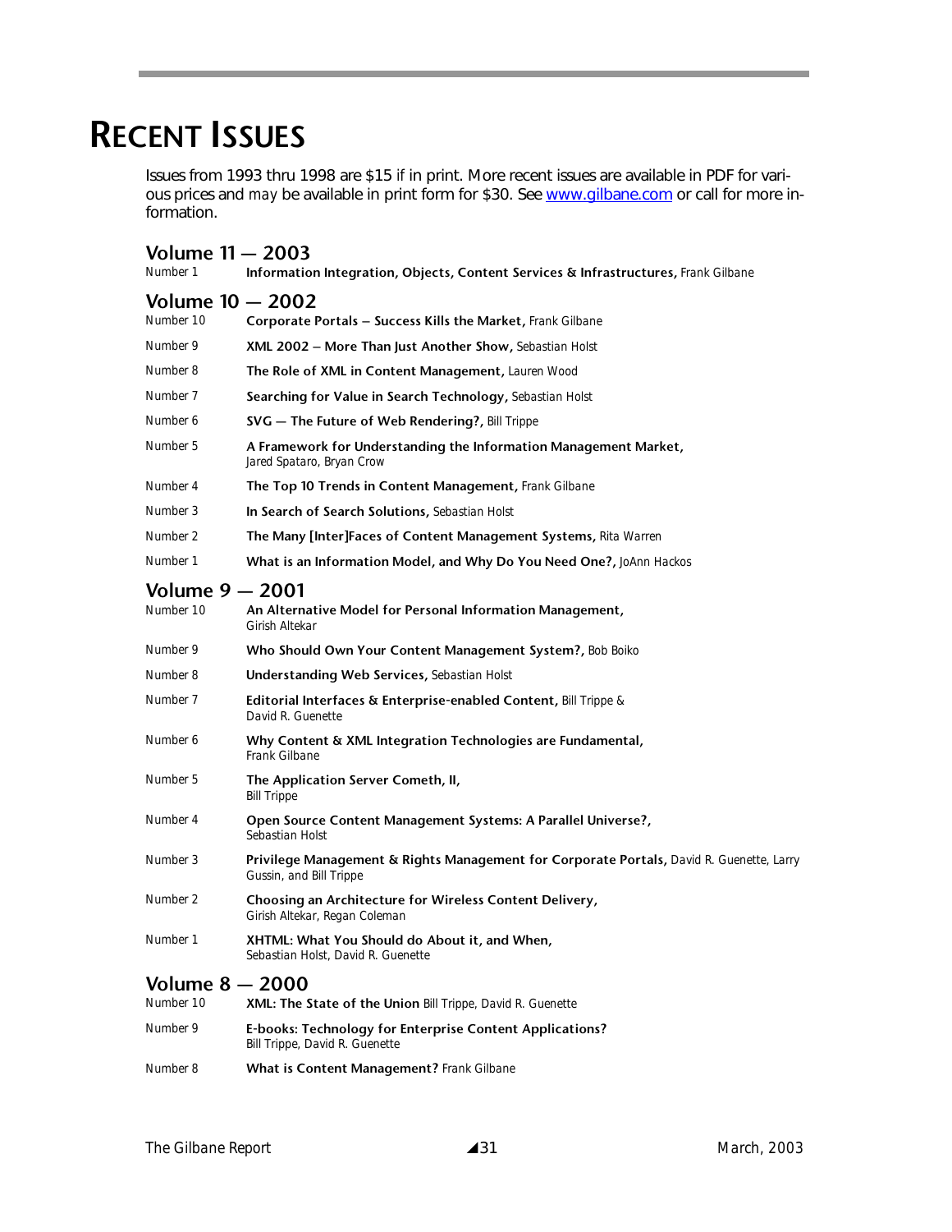# RECENT ISSUES

Issues from 1993 thru 1998 are $15 *if* in print. More recent issues are available in PDF for various prices and *may* be available in print form for $30. See www.gilbane.com or call for more information.

## Volume 11 — 2003

Number 1 **Information Integration, Objects, Content Services & Infrastructures,** Frank Gilbane

## Volume 10 — 2002

Number 10 **Corporate Portals – Success Kills the Market,** Frank Gilbane

Number 9 **XML 2002 – More Than Just Another Show,** Sebastian Holst

Number 8 **The Role of XML in Content Management,** Lauren Wood

Number 7 **Searching for Value in Search Technology,** Sebastian Holst

Number 6 **SVG — The Future of Web Rendering?,** Bill Trippe

Number 5 **A Framework for Understanding the Information Management Market,** Jared Spataro, Bryan Crow

Number 4 **The Top 10 Trends in Content Management,** Frank Gilbane

Number 3 **In Search of Search Solutions,** Sebastian Holst

Number 2 **The Many [Inter]Faces of Content Management Systems,** Rita Warren

Number 1 **What is an Information Model, and Why Do You Need One?,** JoAnn Hackos

## Volume 9 — 2001

Number 10 **An Alternative Model for Personal Information Management,** Girish Altekar

Number 9 **Who Should Own Your Content Management System?,** Bob Boiko

Number 8 **Understanding Web Services,** Sebastian Holst

Number 7 **Editorial Interfaces & Enterprise-enabled Content,** Bill Trippe & David R. Guenette

Number 6 **Why Content & XML Integration Technologies are Fundamental,** Frank Gilbane

Number 5 **The Application Server Cometh, II,** Bill Trippe

Number 4 **Open Source Content Management Systems: A Parallel Universe?,** Sebastian Holst

Number 3 **Privilege Management & Rights Management for Corporate Portals,** David R. Guenette, Larry Gussin, and Bill Trippe

Number 2 **Choosing an Architecture for Wireless Content Delivery,** Girish Altekar, Regan Coleman

Number 1 **XHTML: What You Should do About it, and When,** Sebastian Holst, David R. Guenette

## Volume 8 — 2000

Number 10 **XML: The State of the Union** Bill Trippe, David R. Guenette

Number 9 **E-books: Technology for Enterprise Content Applications?** Bill Trippe, David R. Guenette

Number 8 **What is Content Management?** Frank Gilbane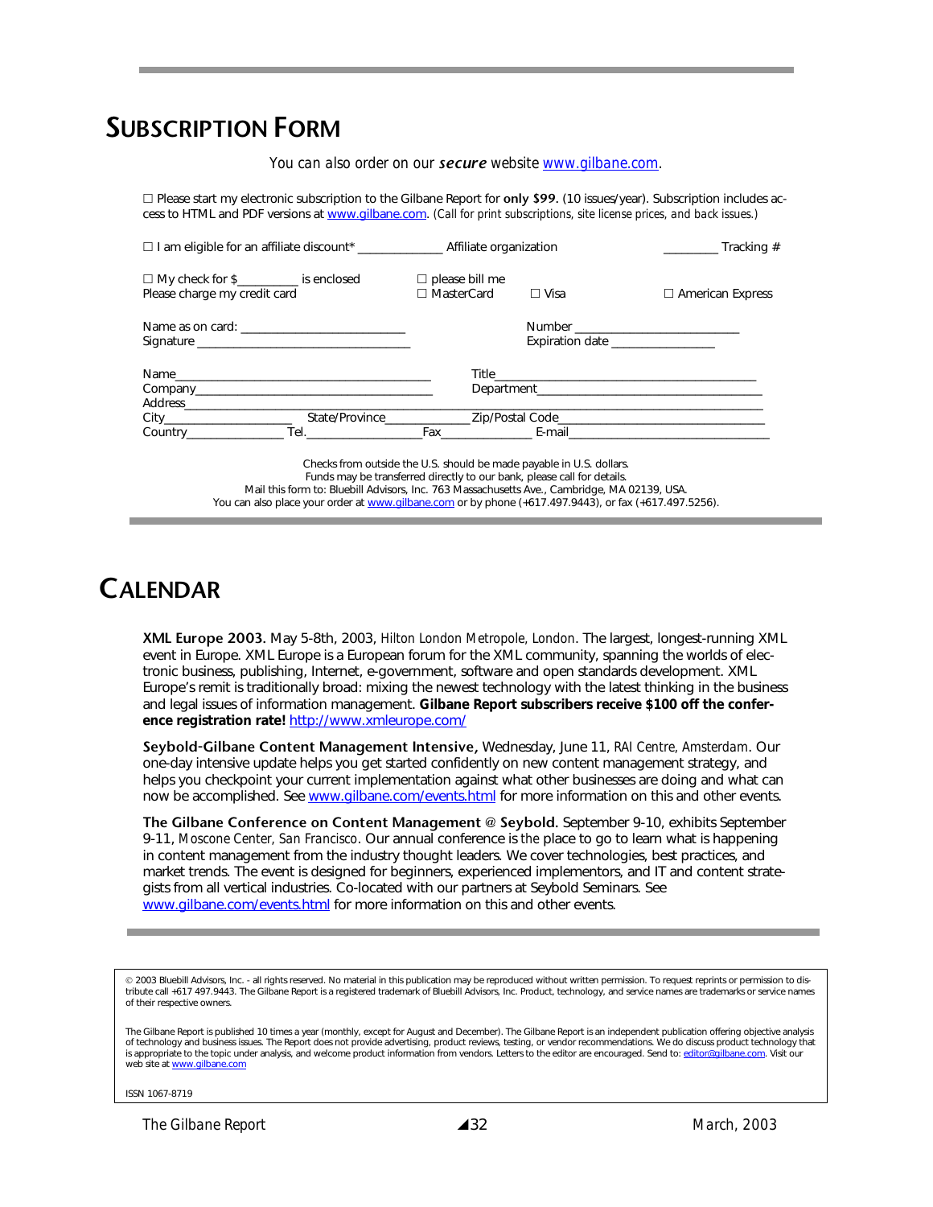# SUBSCRIPTION FORM

You can also order on our ***secure*** website www.gilbane.com.

☐ Please start my electronic subscription to the Gilbane Report for **only $99**. (10 issues/year). Subscription includes access to HTML and PDF versions at www.gilbane.com. (Call for print subscriptions, site license prices, and back issues.)

☐ I am eligible for an affiliate discount* _____________ Affiliate organization ________ Tracking #

☐ My check for $_________ is enclosed ☐ please bill me
Please charge my credit card ☐ MasterCard ☐ Visa ☐ American Express

Name as on card: ________________________ Number ________________________
Signature _______________________________ Expiration date _______________

Name______________________________________ Title________________________________________
Company___________________________________ Department___________________________________
Address_______________________________________________________________________________
City___________________ State/Province_____________ Zip/Postal Code______________________________
Country______________ Tel.__________________ Fax______________ E-mail______________________________

Checks from outside the U.S. should be made payable in U.S. dollars.
Funds may be transferred directly to our bank, please call for details.
Mail this form to: Bluebill Advisors, Inc. 763 Massachusetts Ave., Cambridge, MA 02139, USA.
You can also place your order at www.gilbane.com or by phone (+617.497.9443), or fax (+617.497.5256).

# CALENDAR

**XML Europe 2003**. May 5-8th, 2003, Hilton London Metropole, London. The largest, longest-running XML event in Europe. XML Europe is a European forum for the XML community, spanning the worlds of electronic business, publishing, Internet, e-government, software and open standards development. XML Europe's remit is traditionally broad: mixing the newest technology with the latest thinking in the business and legal issues of information management. **Gilbane Report subscribers receive $100 off the conference registration rate!** http://www.xmleurope.com/

**Seybold-Gilbane Content Management Intensive,** Wednesday, June 11, RAI Centre, Amsterdam. Our one-day intensive update helps you get started confidently on new content management strategy, and helps you checkpoint your current implementation against what other businesses are doing and what can now be accomplished. See www.gilbane.com/events.html for more information on this and other events.

**The Gilbane Conference on Content Management @ Seybold.** September 9-10, exhibits September 9-11, Moscone Center, San Francisco. Our annual conference is the place to go to learn what is happening in content management from the industry thought leaders. We cover technologies, best practices, and market trends. The event is designed for beginners, experienced implementors, and IT and content strategists from all vertical industries. Co-located with our partners at Seybold Seminars. See www.gilbane.com/events.html for more information on this and other events.

© 2003 Bluebill Advisors, Inc. - all rights reserved. No material in this publication may be reproduced without written permission. To request reprints or permission to distribute call +617 497.9443. The Gilbane Report is a registered trademark of Bluebill Advisors, Inc. Product, technology, and service names are trademarks or service names of their respective owners.

The Gilbane Report is published 10 times a year (monthly, except for August and December). The Gilbane Report is an independent publication offering objective analysis of technology and business issues. The Report does not provide advertising, product reviews, testing, or vendor recommendations. We do discuss product technology that is appropriate to the topic under analysis, and welcome product information from vendors. Letters to the editor are encouraged. Send to: editor@gilbane.com. Visit our web site at www.gilbane.com

ISSN 1067-8719